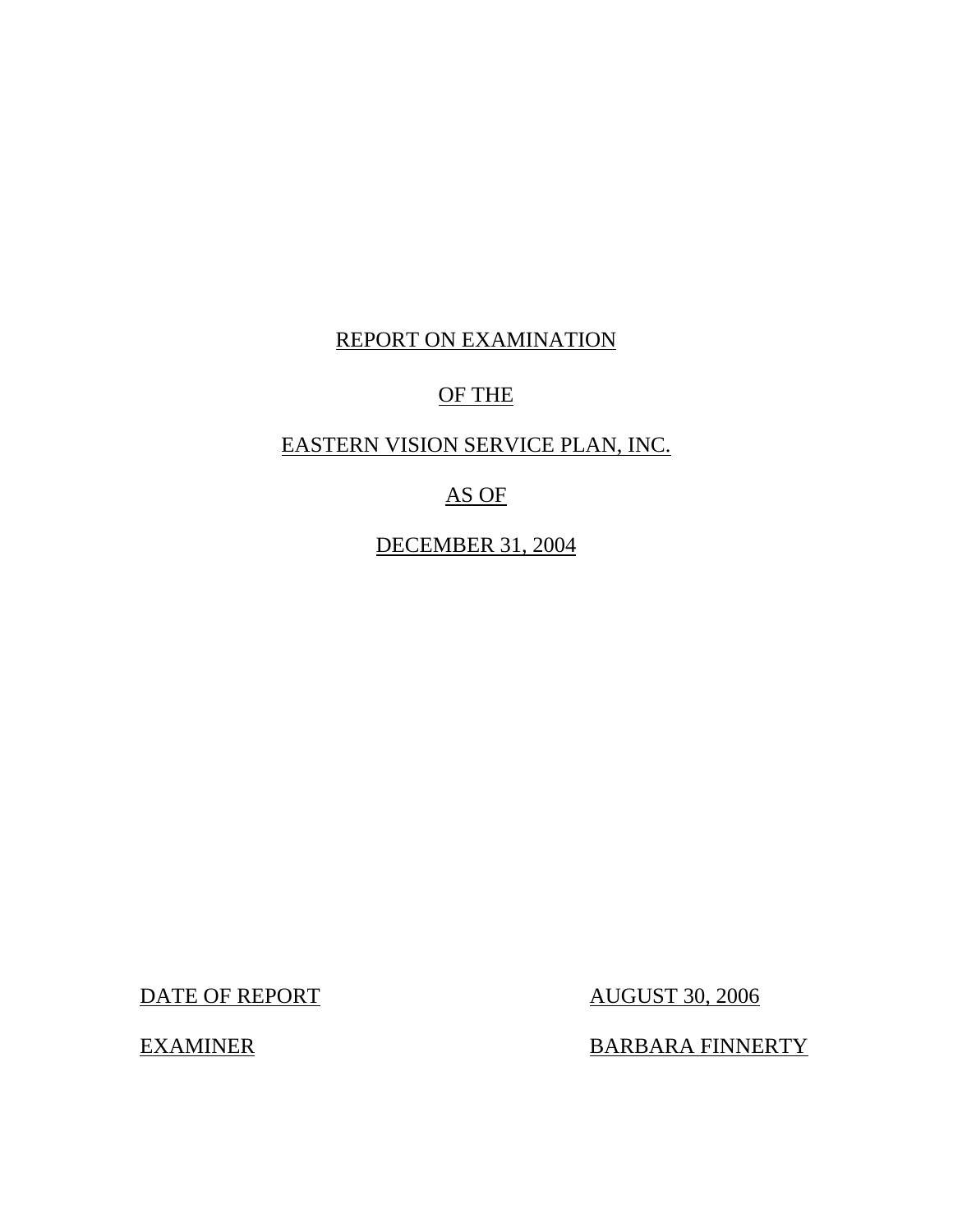REPORT ON EXAMINATION

OF THE

EASTERN VISION SERVICE PLAN, INC.

AS OF

DECEMBER 31, 2004

| DATE OF REPORT | AUGUST 30, 2006 |
|---|---|
| EXAMINER | BARBARA FINNERTY |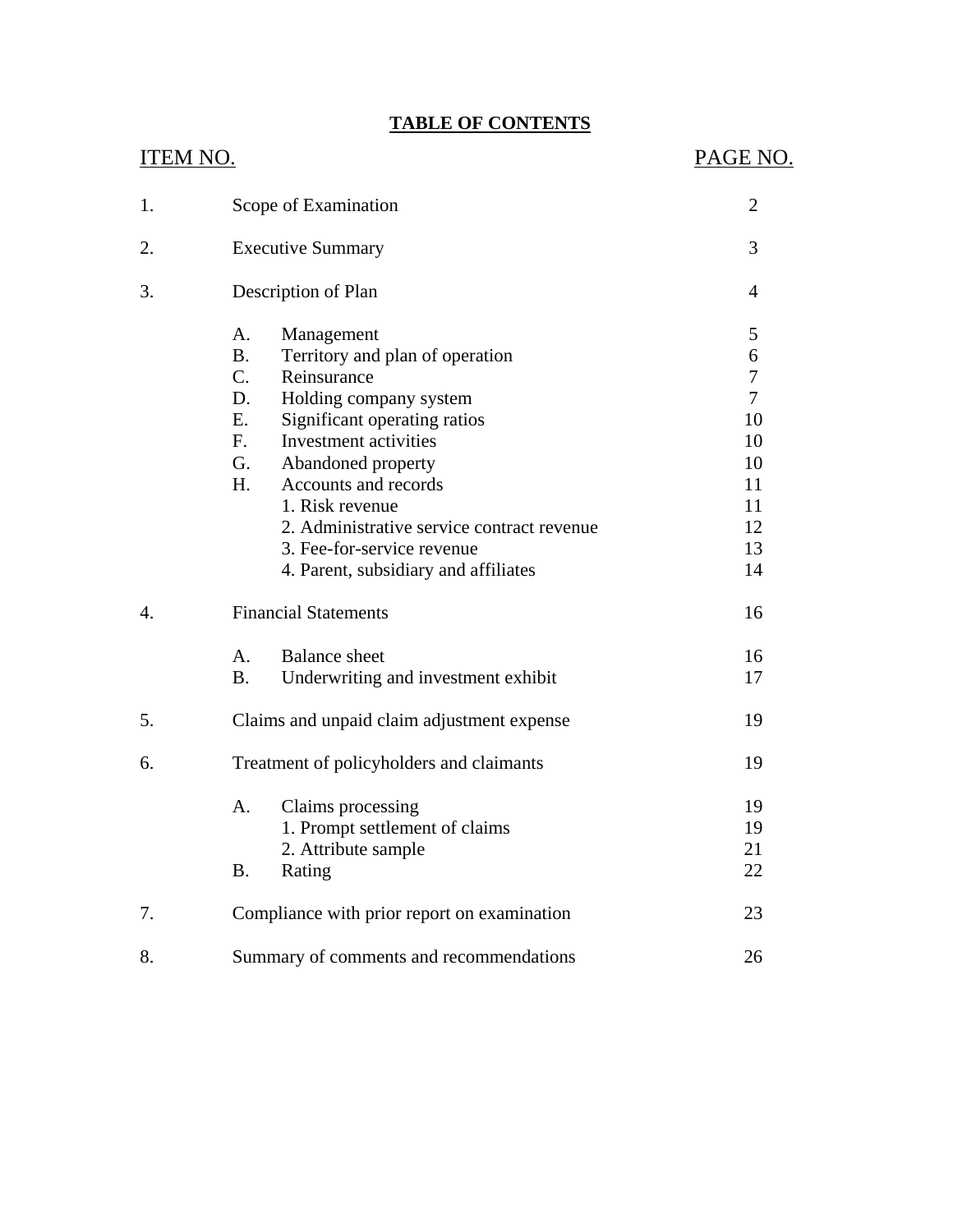## TABLE OF CONTENTS

| ITEM NO. | | | PAGE NO. |
|---|---|---|---|
| 1. | Scope of Examination | | 2 |
| 2. | Executive Summary | | 3 |
| 3. | Description of Plan | | 4 |
| | A. | Management | 5 |
| | B. | Territory and plan of operation | 6 |
| | C. | Reinsurance | 7 |
| | D. | Holding company system | 7 |
| | E. | Significant operating ratios | 10 |
| | F. | Investment activities | 10 |
| | G. | Abandoned property | 10 |
| | H. | Accounts and records | 11 |
| | | 1. Risk revenue | 11 |
| | | 2. Administrative service contract revenue | 12 |
| | | 3. Fee-for-service revenue | 13 |
| | | 4. Parent, subsidiary and affiliates | 14 |
| 4. | Financial Statements | | 16 |
| | A. | Balance sheet | 16 |
| | B. | Underwriting and investment exhibit | 17 |
| 5. | Claims and unpaid claim adjustment expense | | 19 |
| 6. | Treatment of policyholders and claimants | | 19 |
| | A. | Claims processing | 19 |
| | | 1. Prompt settlement of claims | 19 |
| | | 2. Attribute sample | 21 |
| | B. | Rating | 22 |
| 7. | Compliance with prior report on examination | | 23 |
| 8. | Summary of comments and recommendations | | 26 |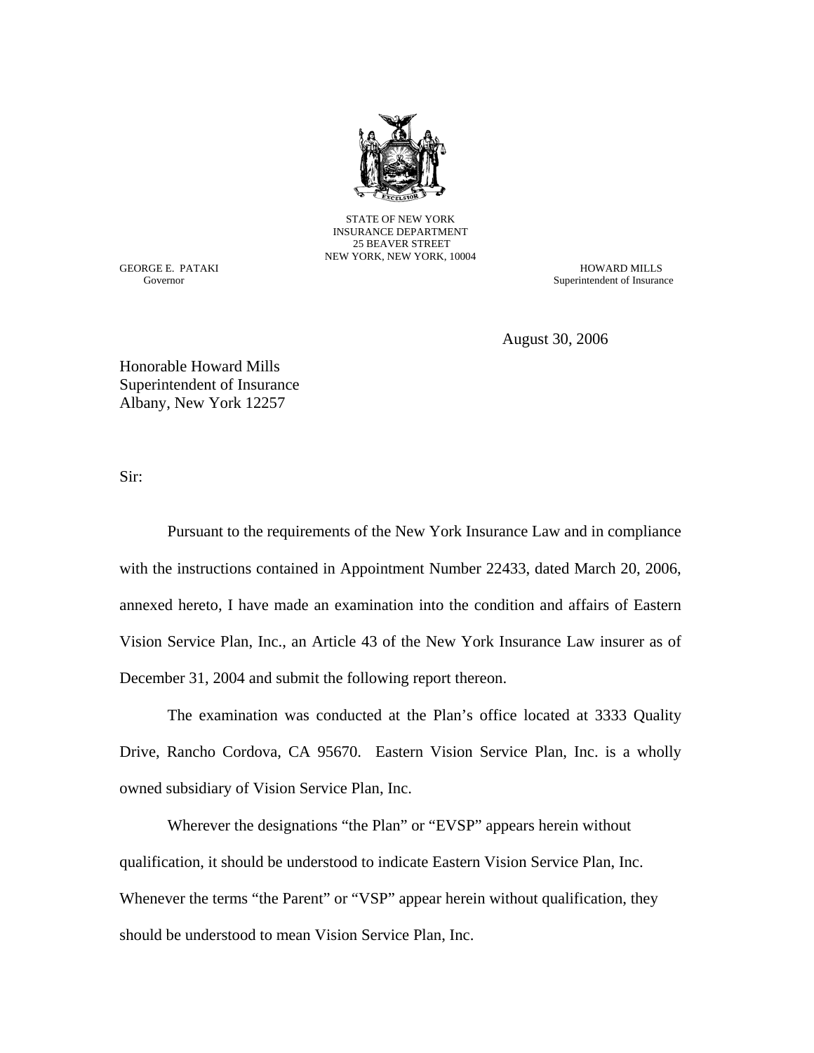STATE OF NEW YORK
INSURANCE DEPARTMENT
25 BEAVER STREET
NEW YORK, NEW YORK, 10004

GEORGE E. PATAKI
Governor

HOWARD MILLS
Superintendent of Insurance

August 30, 2006

Honorable Howard Mills
Superintendent of Insurance
Albany, New York 12257

Sir:

Pursuant to the requirements of the New York Insurance Law and in compliance with the instructions contained in Appointment Number 22433, dated March 20, 2006, annexed hereto, I have made an examination into the condition and affairs of Eastern Vision Service Plan, Inc., an Article 43 of the New York Insurance Law insurer as of December 31, 2004 and submit the following report thereon.

The examination was conducted at the Plan's office located at 3333 Quality Drive, Rancho Cordova, CA 95670. Eastern Vision Service Plan, Inc. is a wholly owned subsidiary of Vision Service Plan, Inc.

Wherever the designations "the Plan" or "EVSP" appears herein without qualification, it should be understood to indicate Eastern Vision Service Plan, Inc. Whenever the terms "the Parent" or "VSP" appear herein without qualification, they should be understood to mean Vision Service Plan, Inc.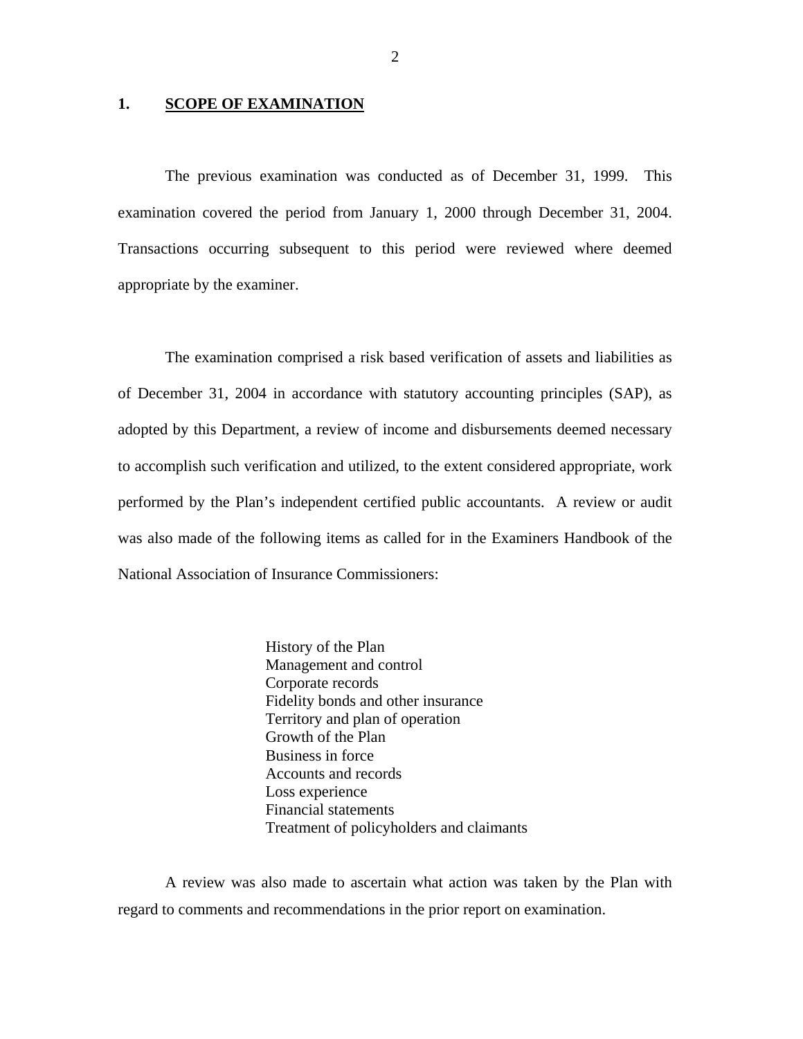## 1. SCOPE OF EXAMINATION

The previous examination was conducted as of December 31, 1999. This examination covered the period from January 1, 2000 through December 31, 2004. Transactions occurring subsequent to this period were reviewed where deemed appropriate by the examiner.

The examination comprised a risk based verification of assets and liabilities as of December 31, 2004 in accordance with statutory accounting principles (SAP), as adopted by this Department, a review of income and disbursements deemed necessary to accomplish such verification and utilized, to the extent considered appropriate, work performed by the Plan's independent certified public accountants. A review or audit was also made of the following items as called for in the Examiners Handbook of the National Association of Insurance Commissioners:

- History of the Plan
- Management and control
- Corporate records
- Fidelity bonds and other insurance
- Territory and plan of operation
- Growth of the Plan
- Business in force
- Accounts and records
- Loss experience
- Financial statements
- Treatment of policyholders and claimants

A review was also made to ascertain what action was taken by the Plan with regard to comments and recommendations in the prior report on examination.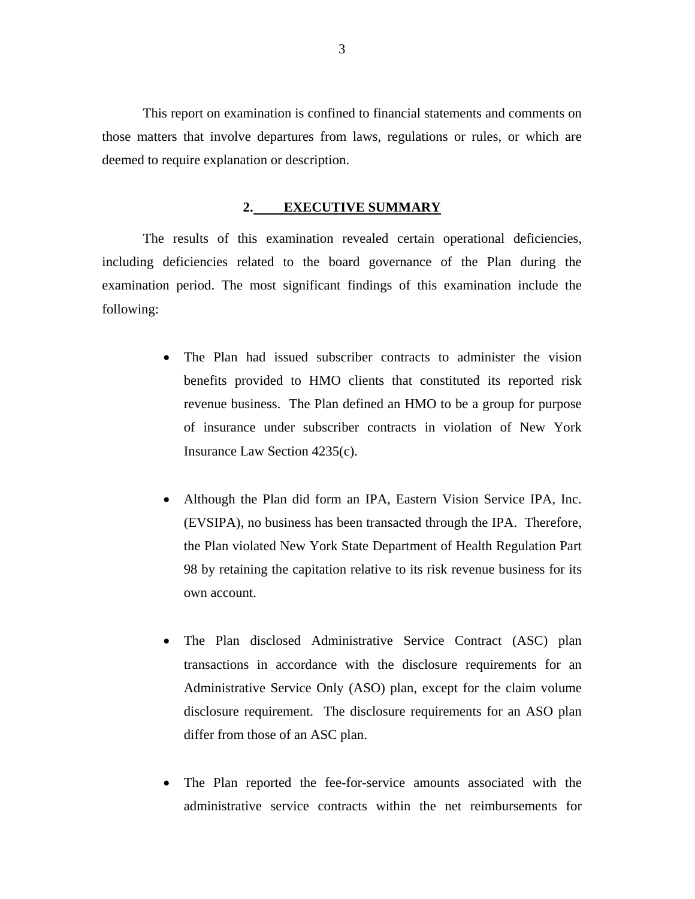This report on examination is confined to financial statements and comments on those matters that involve departures from laws, regulations or rules, or which are deemed to require explanation or description.

## 2. EXECUTIVE SUMMARY

The results of this examination revealed certain operational deficiencies, including deficiencies related to the board governance of the Plan during the examination period. The most significant findings of this examination include the following:

- The Plan had issued subscriber contracts to administer the vision benefits provided to HMO clients that constituted its reported risk revenue business. The Plan defined an HMO to be a group for purpose of insurance under subscriber contracts in violation of New York Insurance Law Section 4235(c).

- Although the Plan did form an IPA, Eastern Vision Service IPA, Inc. (EVSIPA), no business has been transacted through the IPA. Therefore, the Plan violated New York State Department of Health Regulation Part 98 by retaining the capitation relative to its risk revenue business for its own account.

- The Plan disclosed Administrative Service Contract (ASC) plan transactions in accordance with the disclosure requirements for an Administrative Service Only (ASO) plan, except for the claim volume disclosure requirement. The disclosure requirements for an ASO plan differ from those of an ASC plan.

- The Plan reported the fee-for-service amounts associated with the administrative service contracts within the net reimbursements for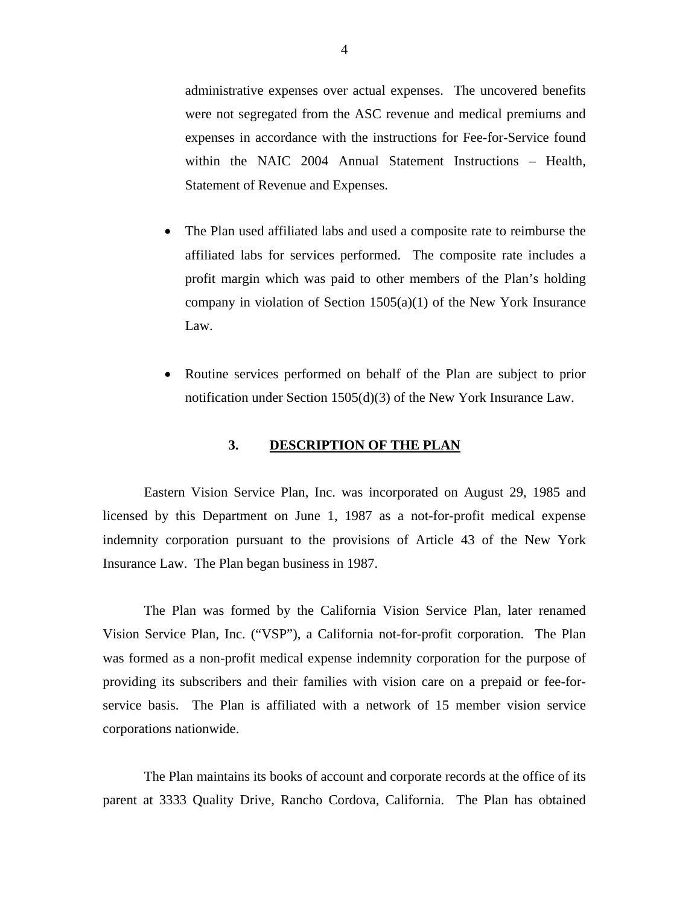administrative expenses over actual expenses. The uncovered benefits were not segregated from the ASC revenue and medical premiums and expenses in accordance with the instructions for Fee-for-Service found within the NAIC 2004 Annual Statement Instructions – Health, Statement of Revenue and Expenses.

- The Plan used affiliated labs and used a composite rate to reimburse the affiliated labs for services performed. The composite rate includes a profit margin which was paid to other members of the Plan's holding company in violation of Section 1505(a)(1) of the New York Insurance Law.

- Routine services performed on behalf of the Plan are subject to prior notification under Section 1505(d)(3) of the New York Insurance Law.

## 3. DESCRIPTION OF THE PLAN

Eastern Vision Service Plan, Inc. was incorporated on August 29, 1985 and licensed by this Department on June 1, 1987 as a not-for-profit medical expense indemnity corporation pursuant to the provisions of Article 43 of the New York Insurance Law. The Plan began business in 1987.

The Plan was formed by the California Vision Service Plan, later renamed Vision Service Plan, Inc. ("VSP"), a California not-for-profit corporation. The Plan was formed as a non-profit medical expense indemnity corporation for the purpose of providing its subscribers and their families with vision care on a prepaid or fee-for-service basis. The Plan is affiliated with a network of 15 member vision service corporations nationwide.

The Plan maintains its books of account and corporate records at the office of its parent at 3333 Quality Drive, Rancho Cordova, California. The Plan has obtained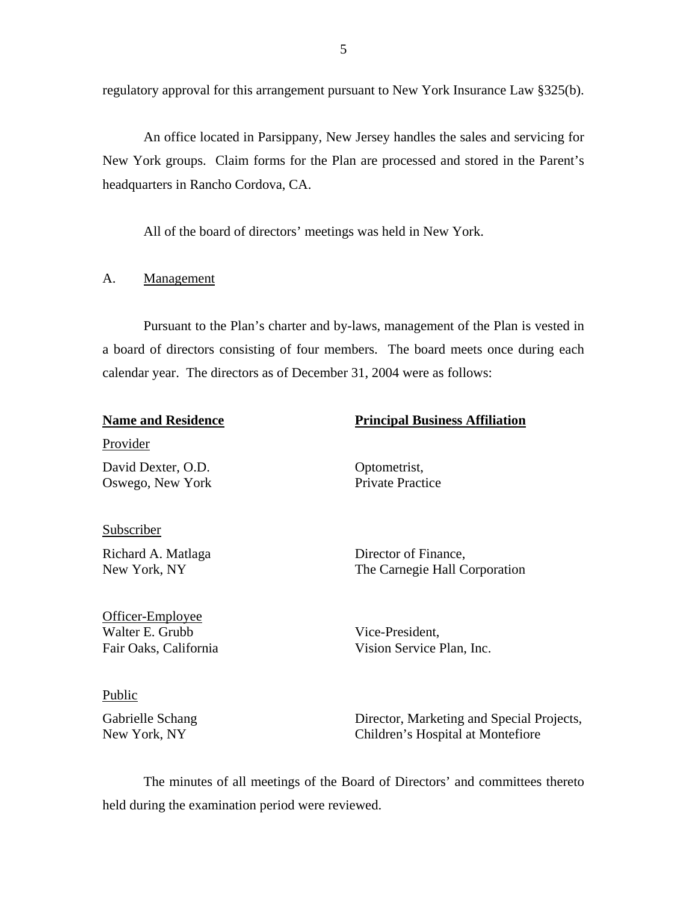regulatory approval for this arrangement pursuant to New York Insurance Law §325(b).

An office located in Parsippany, New Jersey handles the sales and servicing for New York groups. Claim forms for the Plan are processed and stored in the Parent's headquarters in Rancho Cordova, CA.

All of the board of directors' meetings was held in New York.

## A. Management

Pursuant to the Plan's charter and by-laws, management of the Plan is vested in a board of directors consisting of four members. The board meets once during each calendar year. The directors as of December 31, 2004 were as follows:

| Name and Residence | Principal Business Affiliation |
|---|---|
| Provider | |
| David Dexter, O.D.<br>Oswego, New York | Optometrist,<br>Private Practice |
| Subscriber | |
| Richard A. Matlaga<br>New York, NY | Director of Finance,<br>The Carnegie Hall Corporation |
| Officer-Employee | |
| Walter E. Grubb<br>Fair Oaks, California | Vice-President,<br>Vision Service Plan, Inc. |
| Public | |
| Gabrielle Schang<br>New York, NY | Director, Marketing and Special Projects,<br>Children's Hospital at Montefiore |

The minutes of all meetings of the Board of Directors' and committees thereto held during the examination period were reviewed.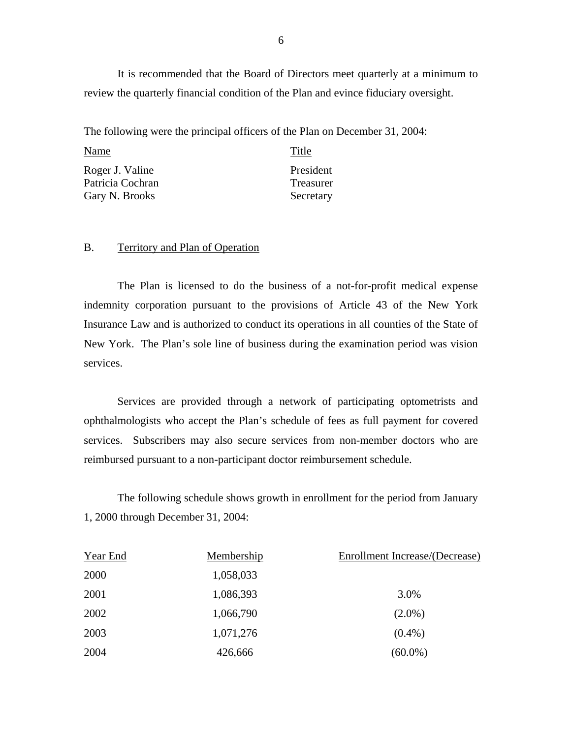It is recommended that the Board of Directors meet quarterly at a minimum to review the quarterly financial condition of the Plan and evince fiduciary oversight.

The following were the principal officers of the Plan on December 31, 2004:

| Name | Title |
|---|---|
| Roger J. Valine | President |
| Patricia Cochran | Treasurer |
| Gary N. Brooks | Secretary |

## B. Territory and Plan of Operation

The Plan is licensed to do the business of a not-for-profit medical expense indemnity corporation pursuant to the provisions of Article 43 of the New York Insurance Law and is authorized to conduct its operations in all counties of the State of New York. The Plan's sole line of business during the examination period was vision services.

Services are provided through a network of participating optometrists and ophthalmologists who accept the Plan's schedule of fees as full payment for covered services. Subscribers may also secure services from non-member doctors who are reimbursed pursuant to a non-participant doctor reimbursement schedule.

The following schedule shows growth in enrollment for the period from January 1, 2000 through December 31, 2004:

| Year End | Membership | Enrollment Increase/(Decrease) |
|---|---|---|
| 2000 | 1,058,033 | |
| 2001 | 1,086,393 | 3.0% |
| 2002 | 1,066,790 | (2.0%) |
| 2003 | 1,071,276 | (0.4%) |
| 2004 | 426,666 | (60.0%) |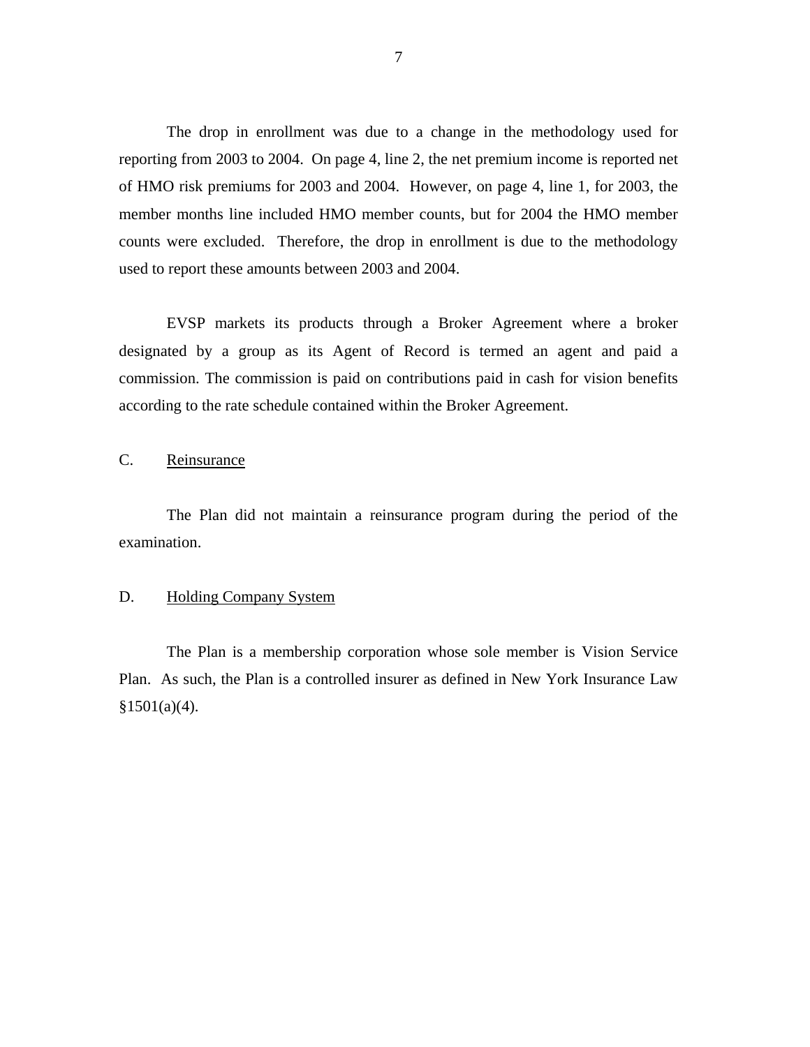The drop in enrollment was due to a change in the methodology used for reporting from 2003 to 2004. On page 4, line 2, the net premium income is reported net of HMO risk premiums for 2003 and 2004. However, on page 4, line 1, for 2003, the member months line included HMO member counts, but for 2004 the HMO member counts were excluded. Therefore, the drop in enrollment is due to the methodology used to report these amounts between 2003 and 2004.

EVSP markets its products through a Broker Agreement where a broker designated by a group as its Agent of Record is termed an agent and paid a commission. The commission is paid on contributions paid in cash for vision benefits according to the rate schedule contained within the Broker Agreement.

## C. Reinsurance

The Plan did not maintain a reinsurance program during the period of the examination.

## D. Holding Company System

The Plan is a membership corporation whose sole member is Vision Service Plan. As such, the Plan is a controlled insurer as defined in New York Insurance Law §1501(a)(4).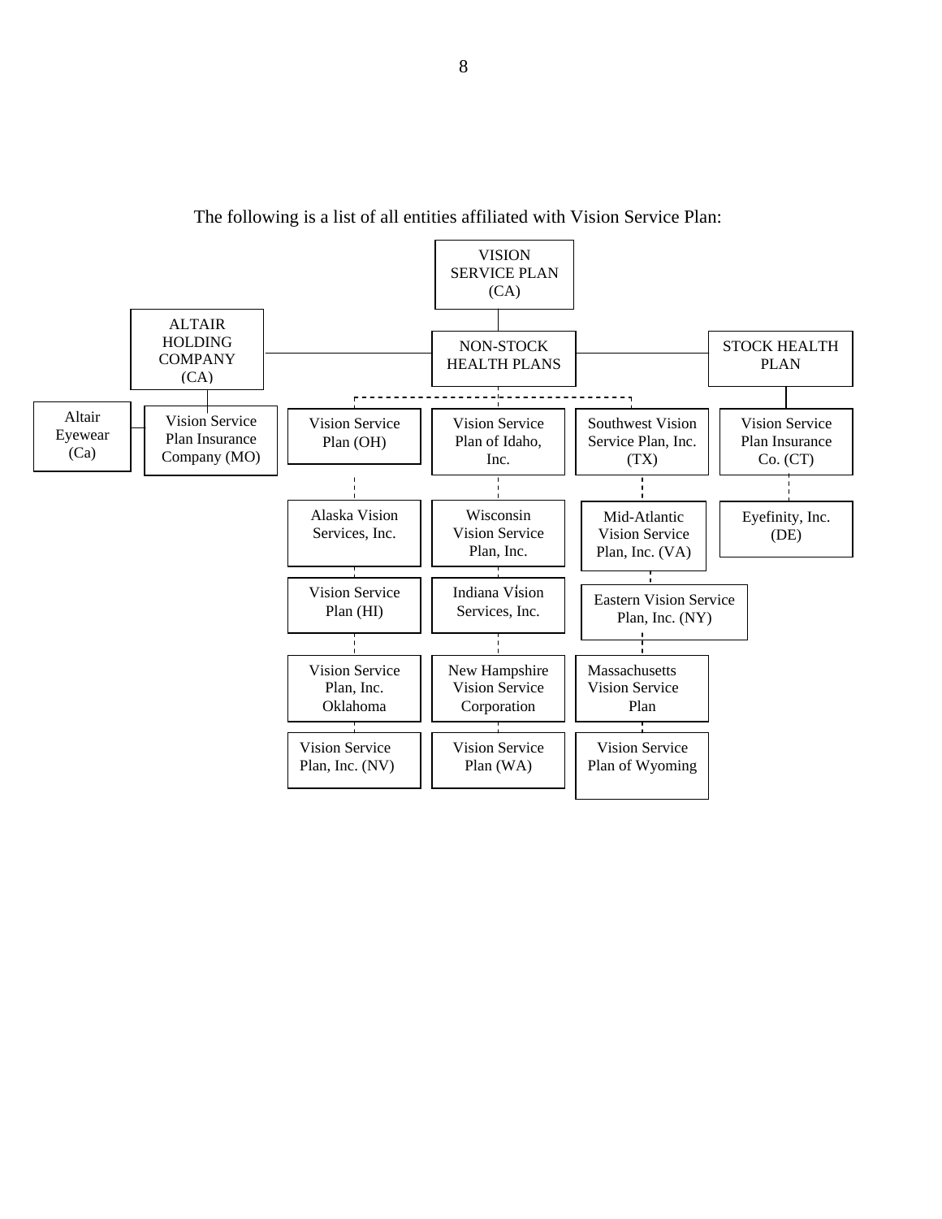The following is a list of all entities affiliated with Vision Service Plan:

- VISION SERVICE PLAN (CA)
  - ALTAIR HOLDING COMPANY (CA)
    - Vision Service Plan Insurance Company (MO)
    - Altair Eyewear (Ca)
  - NON-STOCK HEALTH PLANS
    - Vision Service Plan (OH)
    - Alaska Vision Services, Inc.
    - Vision Service Plan (HI)
    - Vision Service Plan, Inc. Oklahoma
    - Vision Service Plan, Inc. (NV)
    - Vision Service Plan of Idaho, Inc.
    - Wisconsin Vision Service Plan, Inc.
    - Indiana Vision Services, Inc.
    - New Hampshire Vision Service Corporation
    - Vision Service Plan (WA)
    - Southwest Vision Service Plan, Inc. (TX)
    - Mid-Atlantic Vision Service Plan, Inc. (VA)
    - Eastern Vision Service Plan, Inc. (NY)
    - Massachusetts Vision Service Plan
    - Vision Service Plan of Wyoming
  - STOCK HEALTH PLAN
    - Vision Service Plan Insurance Co. (CT)
    - Eyefinity, Inc. (DE)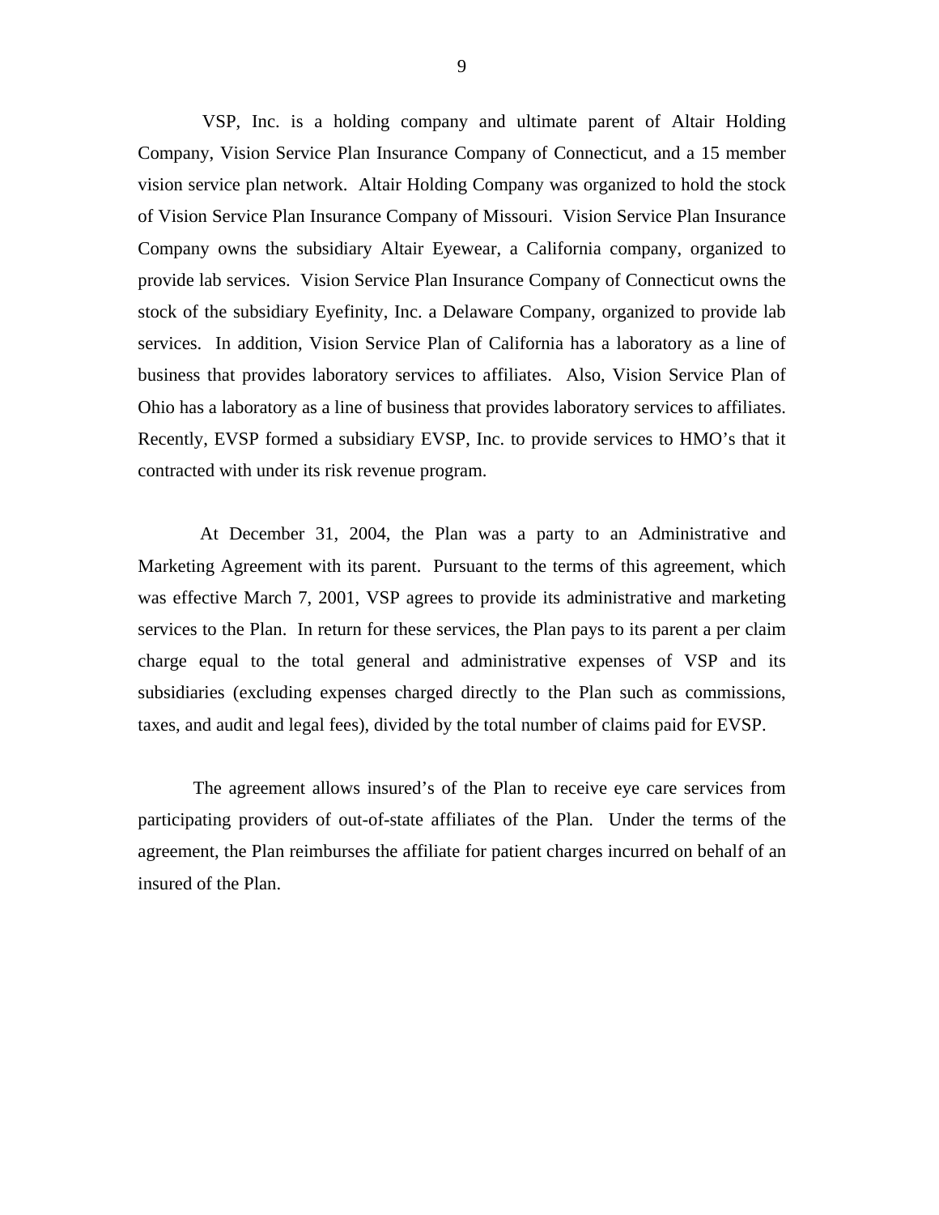VSP, Inc. is a holding company and ultimate parent of Altair Holding Company, Vision Service Plan Insurance Company of Connecticut, and a 15 member vision service plan network. Altair Holding Company was organized to hold the stock of Vision Service Plan Insurance Company of Missouri. Vision Service Plan Insurance Company owns the subsidiary Altair Eyewear, a California company, organized to provide lab services. Vision Service Plan Insurance Company of Connecticut owns the stock of the subsidiary Eyefinity, Inc. a Delaware Company, organized to provide lab services. In addition, Vision Service Plan of California has a laboratory as a line of business that provides laboratory services to affiliates. Also, Vision Service Plan of Ohio has a laboratory as a line of business that provides laboratory services to affiliates. Recently, EVSP formed a subsidiary EVSP, Inc. to provide services to HMO's that it contracted with under its risk revenue program.

At December 31, 2004, the Plan was a party to an Administrative and Marketing Agreement with its parent. Pursuant to the terms of this agreement, which was effective March 7, 2001, VSP agrees to provide its administrative and marketing services to the Plan. In return for these services, the Plan pays to its parent a per claim charge equal to the total general and administrative expenses of VSP and its subsidiaries (excluding expenses charged directly to the Plan such as commissions, taxes, and audit and legal fees), divided by the total number of claims paid for EVSP.

The agreement allows insured's of the Plan to receive eye care services from participating providers of out-of-state affiliates of the Plan. Under the terms of the agreement, the Plan reimburses the affiliate for patient charges incurred on behalf of an insured of the Plan.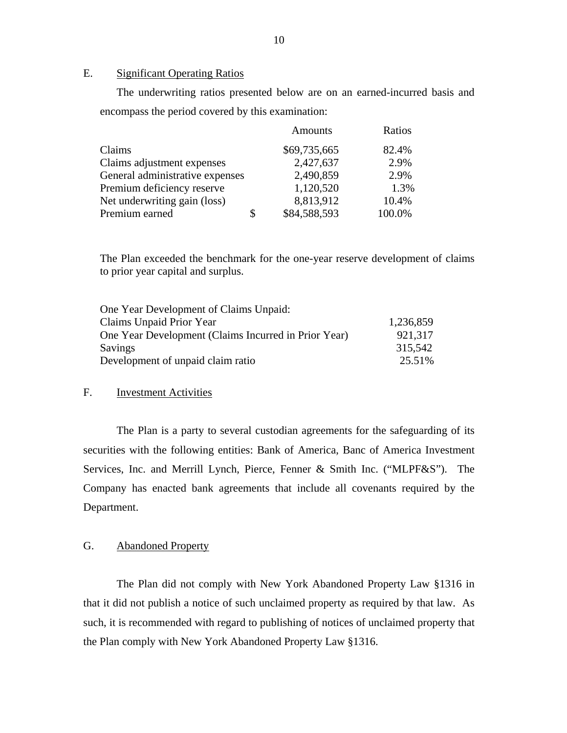## E. Significant Operating Ratios

The underwriting ratios presented below are on an earned-incurred basis and encompass the period covered by this examination:

| | Amounts | Ratios |
|---|---|---|
| Claims | $69,735,665 | 82.4% |
| Claims adjustment expenses | 2,427,637 | 2.9% |
| General administrative expenses | 2,490,859 | 2.9% |
| Premium deficiency reserve | 1,120,520 | 1.3% |
| Net underwriting gain (loss) | 8,813,912 | 10.4% |
| Premium earned | $ $84,588,593 | 100.0% |

The Plan exceeded the benchmark for the one-year reserve development of claims to prior year capital and surplus.

| One Year Development of Claims Unpaid: | |
|---|---|
| Claims Unpaid Prior Year | 1,236,859 |
| One Year Development (Claims Incurred in Prior Year) | 921,317 |
| Savings | 315,542 |
| Development of unpaid claim ratio | 25.51% |

## F. Investment Activities

The Plan is a party to several custodian agreements for the safeguarding of its securities with the following entities: Bank of America, Banc of America Investment Services, Inc. and Merrill Lynch, Pierce, Fenner & Smith Inc. ("MLPF&S"). The Company has enacted bank agreements that include all covenants required by the Department.

## G. Abandoned Property

The Plan did not comply with New York Abandoned Property Law §1316 in that it did not publish a notice of such unclaimed property as required by that law. As such, it is recommended with regard to publishing of notices of unclaimed property that the Plan comply with New York Abandoned Property Law §1316.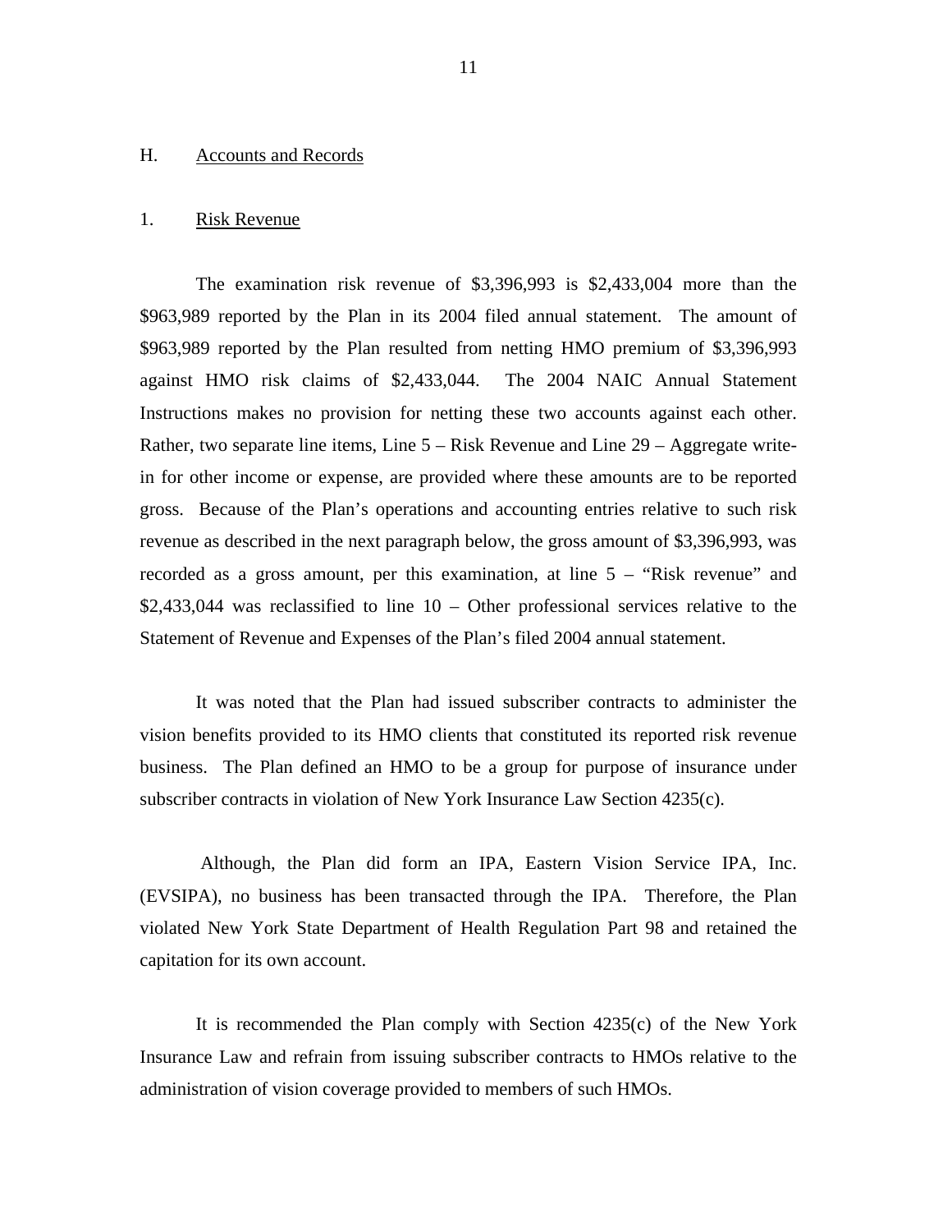## H. Accounts and Records

### 1. Risk Revenue

The examination risk revenue of $3,396,993 is $2,433,004 more than the $963,989 reported by the Plan in its 2004 filed annual statement. The amount of $963,989 reported by the Plan resulted from netting HMO premium of $3,396,993 against HMO risk claims of $2,433,044. The 2004 NAIC Annual Statement Instructions makes no provision for netting these two accounts against each other. Rather, two separate line items, Line 5 – Risk Revenue and Line 29 – Aggregate write-in for other income or expense, are provided where these amounts are to be reported gross. Because of the Plan's operations and accounting entries relative to such risk revenue as described in the next paragraph below, the gross amount of $3,396,993, was recorded as a gross amount, per this examination, at line 5 – "Risk revenue" and $2,433,044 was reclassified to line 10 – Other professional services relative to the Statement of Revenue and Expenses of the Plan's filed 2004 annual statement.

It was noted that the Plan had issued subscriber contracts to administer the vision benefits provided to its HMO clients that constituted its reported risk revenue business. The Plan defined an HMO to be a group for purpose of insurance under subscriber contracts in violation of New York Insurance Law Section 4235(c).

Although, the Plan did form an IPA, Eastern Vision Service IPA, Inc. (EVSIPA), no business has been transacted through the IPA. Therefore, the Plan violated New York State Department of Health Regulation Part 98 and retained the capitation for its own account.

It is recommended the Plan comply with Section 4235(c) of the New York Insurance Law and refrain from issuing subscriber contracts to HMOs relative to the administration of vision coverage provided to members of such HMOs.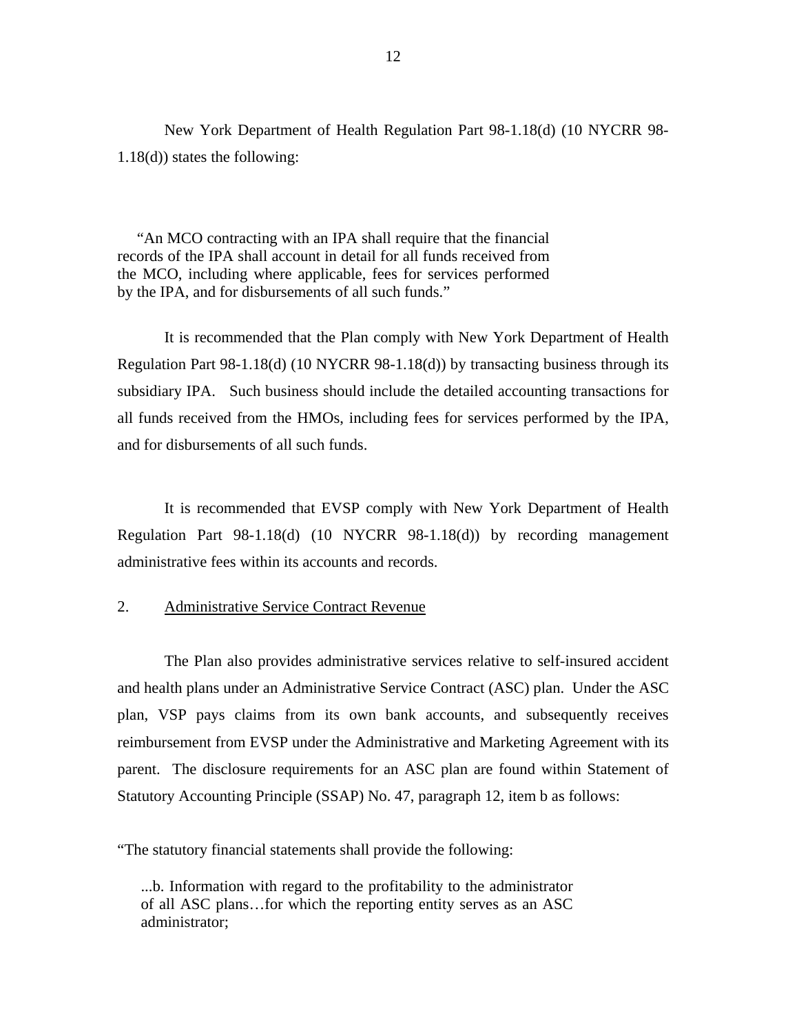New York Department of Health Regulation Part 98-1.18(d) (10 NYCRR 98-1.18(d)) states the following:

> "An MCO contracting with an IPA shall require that the financial records of the IPA shall account in detail for all funds received from the MCO, including where applicable, fees for services performed by the IPA, and for disbursements of all such funds."

It is recommended that the Plan comply with New York Department of Health Regulation Part 98-1.18(d) (10 NYCRR 98-1.18(d)) by transacting business through its subsidiary IPA. Such business should include the detailed accounting transactions for all funds received from the HMOs, including fees for services performed by the IPA, and for disbursements of all such funds.

It is recommended that EVSP comply with New York Department of Health Regulation Part 98-1.18(d) (10 NYCRR 98-1.18(d)) by recording management administrative fees within its accounts and records.

2. <u>Administrative Service Contract Revenue</u>

The Plan also provides administrative services relative to self-insured accident and health plans under an Administrative Service Contract (ASC) plan. Under the ASC plan, VSP pays claims from its own bank accounts, and subsequently receives reimbursement from EVSP under the Administrative and Marketing Agreement with its parent. The disclosure requirements for an ASC plan are found within Statement of Statutory Accounting Principle (SSAP) No. 47, paragraph 12, item b as follows:

"The statutory financial statements shall provide the following:

> ...b. Information with regard to the profitability to the administrator of all ASC plans…for which the reporting entity serves as an ASC administrator;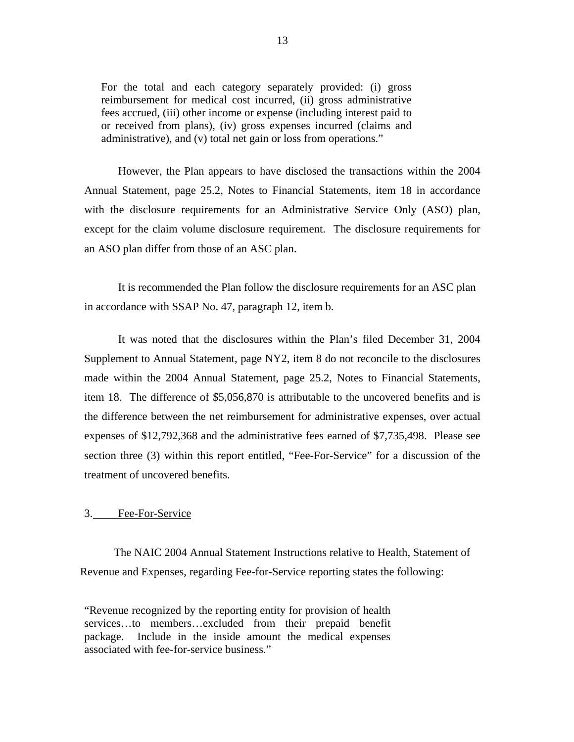> For the total and each category separately provided: (i) gross reimbursement for medical cost incurred, (ii) gross administrative fees accrued, (iii) other income or expense (including interest paid to or received from plans), (iv) gross expenses incurred (claims and administrative), and (v) total net gain or loss from operations."

However, the Plan appears to have disclosed the transactions within the 2004 Annual Statement, page 25.2, Notes to Financial Statements, item 18 in accordance with the disclosure requirements for an Administrative Service Only (ASO) plan, except for the claim volume disclosure requirement. The disclosure requirements for an ASO plan differ from those of an ASC plan.

It is recommended the Plan follow the disclosure requirements for an ASC plan in accordance with SSAP No. 47, paragraph 12, item b.

It was noted that the disclosures within the Plan's filed December 31, 2004 Supplement to Annual Statement, page NY2, item 8 do not reconcile to the disclosures made within the 2004 Annual Statement, page 25.2, Notes to Financial Statements, item 18. The difference of $5,056,870 is attributable to the uncovered benefits and is the difference between the net reimbursement for administrative expenses, over actual expenses of $12,792,368 and the administrative fees earned of $7,735,498. Please see section three (3) within this report entitled, "Fee-For-Service" for a discussion of the treatment of uncovered benefits.

## 3. Fee-For-Service

The NAIC 2004 Annual Statement Instructions relative to Health, Statement of Revenue and Expenses, regarding Fee-for-Service reporting states the following:

> "Revenue recognized by the reporting entity for provision of health services…to members…excluded from their prepaid benefit package. Include in the inside amount the medical expenses associated with fee-for-service business."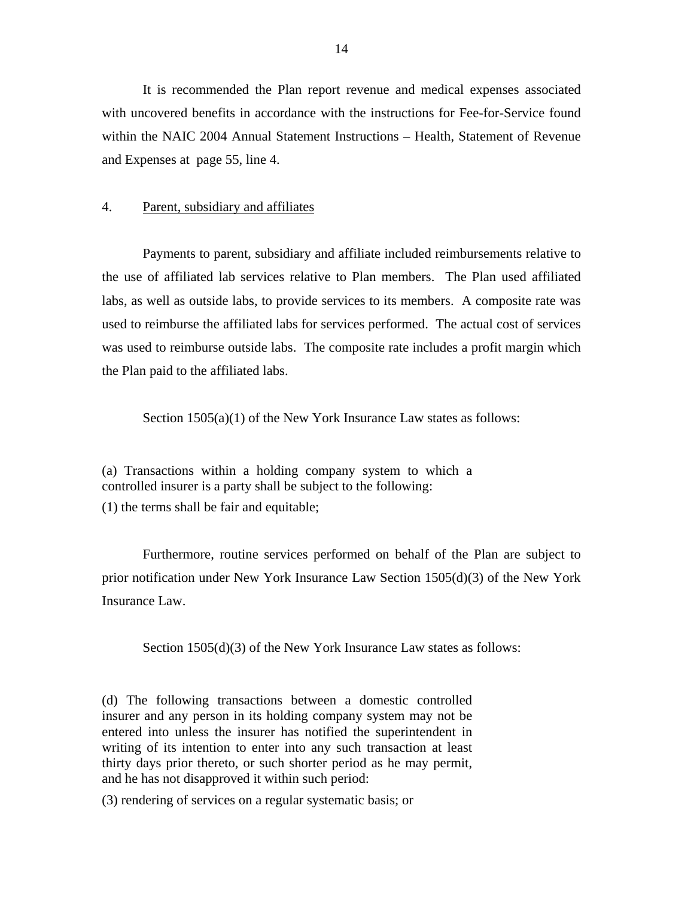It is recommended the Plan report revenue and medical expenses associated with uncovered benefits in accordance with the instructions for Fee-for-Service found within the NAIC 2004 Annual Statement Instructions – Health, Statement of Revenue and Expenses at page 55, line 4.

4. <u>Parent, subsidiary and affiliates</u>

Payments to parent, subsidiary and affiliate included reimbursements relative to the use of affiliated lab services relative to Plan members. The Plan used affiliated labs, as well as outside labs, to provide services to its members. A composite rate was used to reimburse the affiliated labs for services performed. The actual cost of services was used to reimburse outside labs. The composite rate includes a profit margin which the Plan paid to the affiliated labs.

Section 1505(a)(1) of the New York Insurance Law states as follows:

> (a) Transactions within a holding company system to which a controlled insurer is a party shall be subject to the following:
>
> (1) the terms shall be fair and equitable;

Furthermore, routine services performed on behalf of the Plan are subject to prior notification under New York Insurance Law Section 1505(d)(3) of the New York Insurance Law.

Section 1505(d)(3) of the New York Insurance Law states as follows:

> (d) The following transactions between a domestic controlled insurer and any person in its holding company system may not be entered into unless the insurer has notified the superintendent in writing of its intention to enter into any such transaction at least thirty days prior thereto, or such shorter period as he may permit, and he has not disapproved it within such period:
>
> (3) rendering of services on a regular systematic basis; or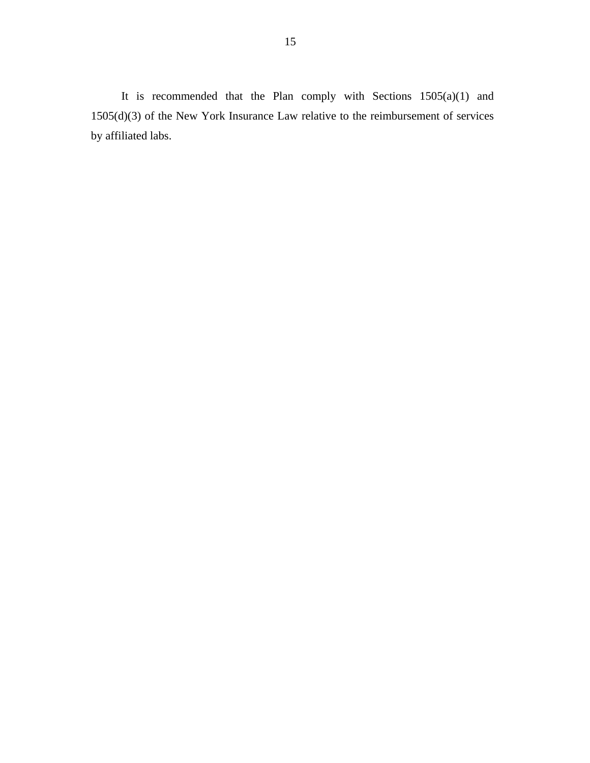It is recommended that the Plan comply with Sections 1505(a)(1) and 1505(d)(3) of the New York Insurance Law relative to the reimbursement of services by affiliated labs.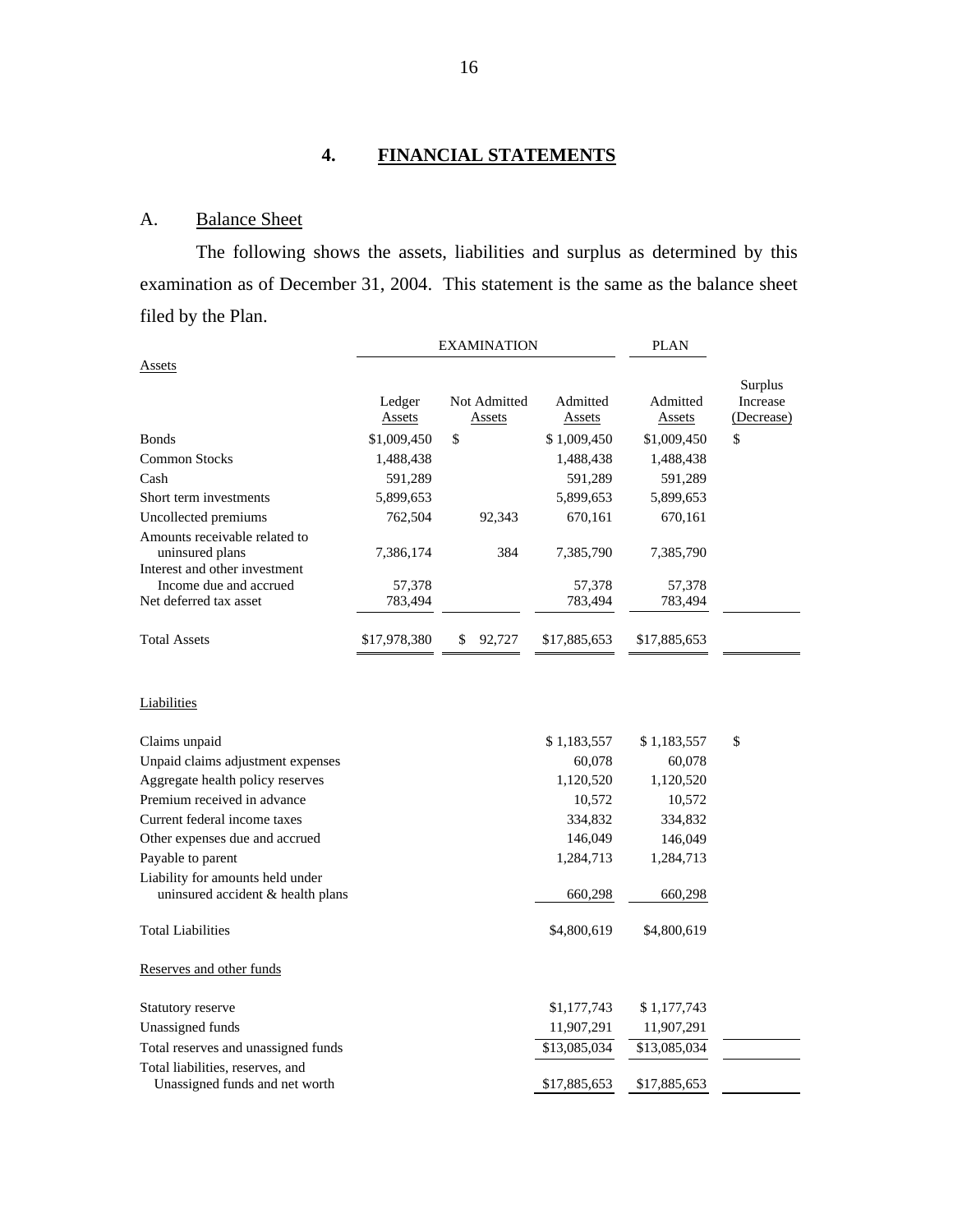# 4. FINANCIAL STATEMENTS

## A. Balance Sheet

The following shows the assets, liabilities and surplus as determined by this examination as of December 31, 2004. This statement is the same as the balance sheet filed by the Plan.

| | EXAMINATION | | | PLAN | |
|---|---|---|---|---|---|
| Assets | Ledger Assets | Not Admitted Assets | Admitted Assets | Admitted Assets | Surplus Increase (Decrease) |
| Bonds | $1,009,450 | $ | $ 1,009,450 | $1,009,450 | $ |
| Common Stocks | 1,488,438 | | 1,488,438 | 1,488,438 | |
| Cash | 591,289 | | 591,289 | 591,289 | |
| Short term investments | 5,899,653 | | 5,899,653 | 5,899,653 | |
| Uncollected premiums | 762,504 | 92,343 | 670,161 | 670,161 | |
| Amounts receivable related to uninsured plans | 7,386,174 | 384 | 7,385,790 | 7,385,790 | |
| Interest and other investment Income due and accrued | 57,378 | | 57,378 | 57,378 | |
| Net deferred tax asset | 783,494 | | 783,494 | 783,494 | |
| Total Assets | $17,978,380 | $ 92,727 | $17,885,653 | $17,885,653 | |

| Liabilities | Examination | Plan | Surplus Increase (Decrease) |
|---|---|---|---|
| Claims unpaid | $ 1,183,557 | $ 1,183,557 | $ |
| Unpaid claims adjustment expenses | 60,078 | 60,078 | |
| Aggregate health policy reserves | 1,120,520 | 1,120,520 | |
| Premium received in advance | 10,572 | 10,572 | |
| Current federal income taxes | 334,832 | 334,832 | |
| Other expenses due and accrued | 146,049 | 146,049 | |
| Payable to parent | 1,284,713 | 1,284,713 | |
| Liability for amounts held under uninsured accident & health plans | 660,298 | 660,298 | |
| Total Liabilities | $4,800,619 | $4,800,619 | |
| Reserves and other funds | | | |
| Statutory reserve | $1,177,743 | $ 1,177,743 | |
| Unassigned funds | 11,907,291 | 11,907,291 | |
| Total reserves and unassigned funds | $13,085,034 | $13,085,034 | |
| Total liabilities, reserves, and Unassigned funds and net worth | $17,885,653 | $17,885,653 | |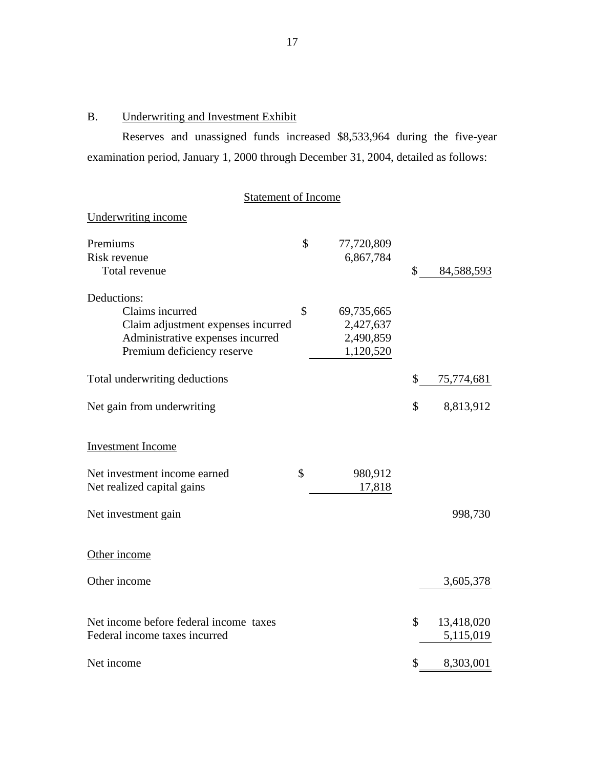## B. Underwriting and Investment Exhibit

Reserves and unassigned funds increased $8,533,964 during the five-year examination period, January 1, 2000 through December 31, 2004, detailed as follows:

### Statement of Income

| | | |
|---|---|---|
| **Underwriting income** | | |
| Premiums | $ 77,720,809 | |
| Risk revenue | 6,867,784 | |
| Total revenue | | $ 84,588,593 |
| Deductions: | | |
| Claims incurred | $ 69,735,665 | |
| Claim adjustment expenses incurred | 2,427,637 | |
| Administrative expenses incurred | 2,490,859 | |
| Premium deficiency reserve | 1,120,520 | |
| Total underwriting deductions | | $ 75,774,681 |
| Net gain from underwriting | | $ 8,813,912 |
| **Investment Income** | | |
| Net investment income earned | $ 980,912 | |
| Net realized capital gains | 17,818 | |
| Net investment gain | | 998,730 |
| **Other income** | | |
| Other income | | 3,605,378 |
| Net income before federal income taxes | | $ 13,418,020 |
| Federal income taxes incurred | | 5,115,019 |
| Net income | | $ 8,303,001 |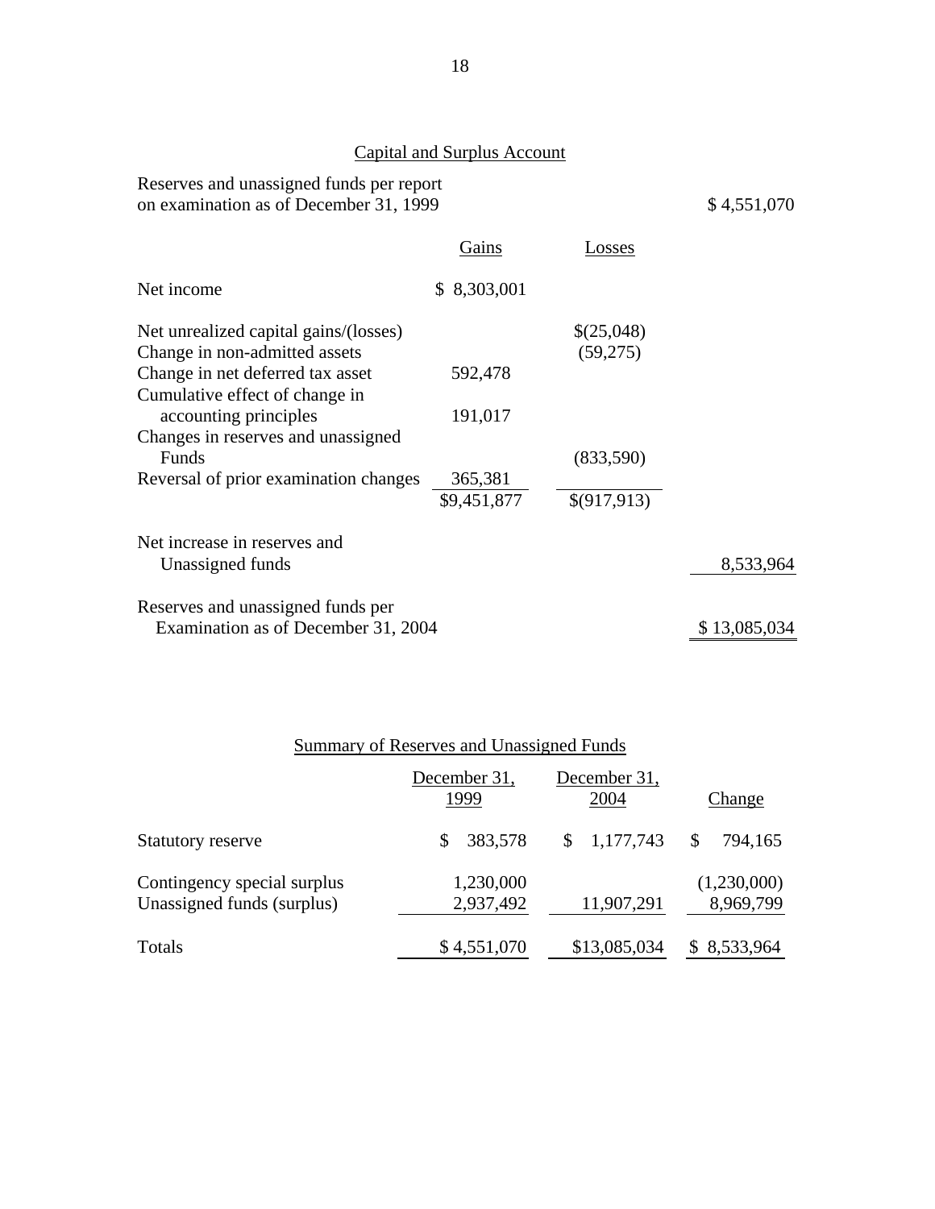## Capital and Surplus Account

| | Gains | Losses | |
|---|---|---|---|
| Reserves and unassigned funds per report on examination as of December 31, 1999 | | | $ 4,551,070 |
| Net income | $ 8,303,001 | | |
| Net unrealized capital gains/(losses) | | $(25,048) | |
| Change in non-admitted assets | | (59,275) | |
| Change in net deferred tax asset | 592,478 | | |
| Cumulative effect of change in accounting principles | 191,017 | | |
| Changes in reserves and unassigned Funds | | (833,590) | |
| Reversal of prior examination changes | 365,381 | | |
| | $9,451,877 | $(917,913) | |
| Net increase in reserves and Unassigned funds | | | 8,533,964 |
| Reserves and unassigned funds per Examination as of December 31, 2004 | | | $ 13,085,034 |

## Summary of Reserves and Unassigned Funds

| | December 31, 1999 | December 31, 2004 | Change |
|---|---|---|---|
| Statutory reserve | $ 383,578 | $ 1,177,743 | $ 794,165 |
| Contingency special surplus | 1,230,000 | | (1,230,000) |
| Unassigned funds (surplus) | 2,937,492 | 11,907,291 | 8,969,799 |
| Totals | $ 4,551,070 | $13,085,034 | $ 8,533,964 |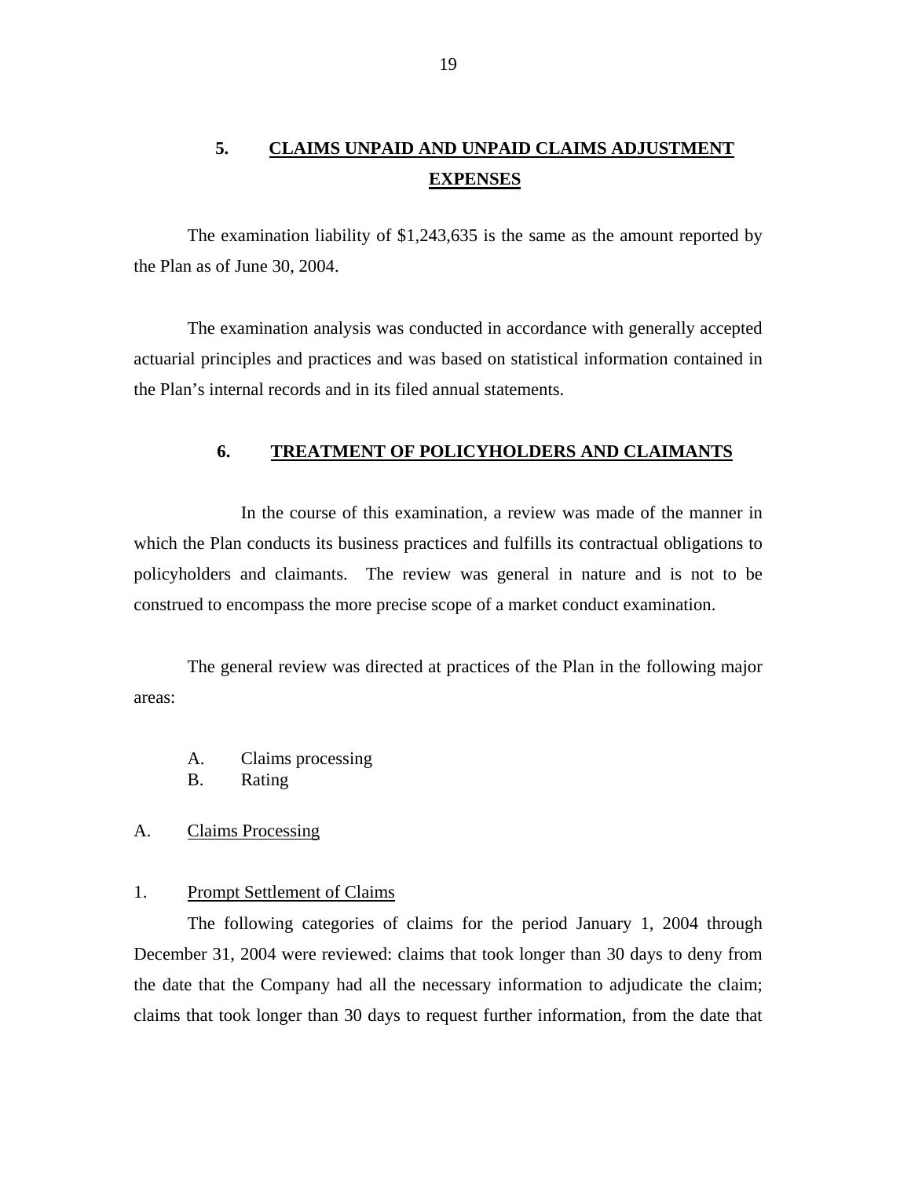## 5. CLAIMS UNPAID AND UNPAID CLAIMS ADJUSTMENT EXPENSES

The examination liability of $1,243,635 is the same as the amount reported by the Plan as of June 30, 2004.

The examination analysis was conducted in accordance with generally accepted actuarial principles and practices and was based on statistical information contained in the Plan's internal records and in its filed annual statements.

## 6. TREATMENT OF POLICYHOLDERS AND CLAIMANTS

In the course of this examination, a review was made of the manner in which the Plan conducts its business practices and fulfills its contractual obligations to policyholders and claimants. The review was general in nature and is not to be construed to encompass the more precise scope of a market conduct examination.

The general review was directed at practices of the Plan in the following major areas:

A. Claims processing
B. Rating

### A. Claims Processing

#### 1. Prompt Settlement of Claims

The following categories of claims for the period January 1, 2004 through December 31, 2004 were reviewed: claims that took longer than 30 days to deny from the date that the Company had all the necessary information to adjudicate the claim; claims that took longer than 30 days to request further information, from the date that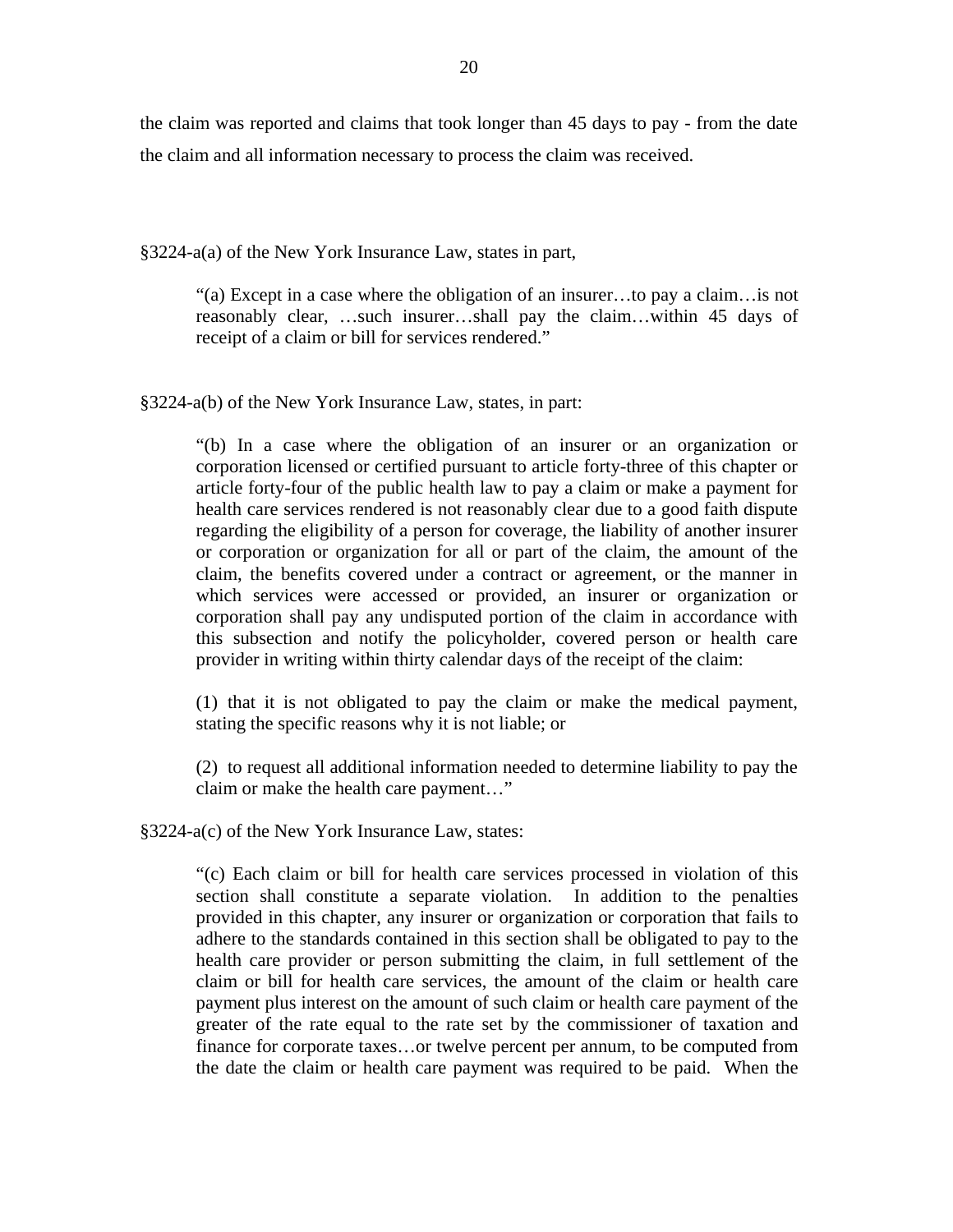the claim was reported and claims that took longer than 45 days to pay - from the date the claim and all information necessary to process the claim was received.

§3224-a(a) of the New York Insurance Law, states in part,

> "(a) Except in a case where the obligation of an insurer…to pay a claim…is not reasonably clear, …such insurer…shall pay the claim…within 45 days of receipt of a claim or bill for services rendered."

§3224-a(b) of the New York Insurance Law, states, in part:

> "(b) In a case where the obligation of an insurer or an organization or corporation licensed or certified pursuant to article forty-three of this chapter or article forty-four of the public health law to pay a claim or make a payment for health care services rendered is not reasonably clear due to a good faith dispute regarding the eligibility of a person for coverage, the liability of another insurer or corporation or organization for all or part of the claim, the amount of the claim, the benefits covered under a contract or agreement, or the manner in which services were accessed or provided, an insurer or organization or corporation shall pay any undisputed portion of the claim in accordance with this subsection and notify the policyholder, covered person or health care provider in writing within thirty calendar days of the receipt of the claim:
>
> (1) that it is not obligated to pay the claim or make the medical payment, stating the specific reasons why it is not liable; or
>
> (2) to request all additional information needed to determine liability to pay the claim or make the health care payment…"

§3224-a(c) of the New York Insurance Law, states:

> "(c) Each claim or bill for health care services processed in violation of this section shall constitute a separate violation. In addition to the penalties provided in this chapter, any insurer or organization or corporation that fails to adhere to the standards contained in this section shall be obligated to pay to the health care provider or person submitting the claim, in full settlement of the claim or bill for health care services, the amount of the claim or health care payment plus interest on the amount of such claim or health care payment of the greater of the rate equal to the rate set by the commissioner of taxation and finance for corporate taxes…or twelve percent per annum, to be computed from the date the claim or health care payment was required to be paid. When the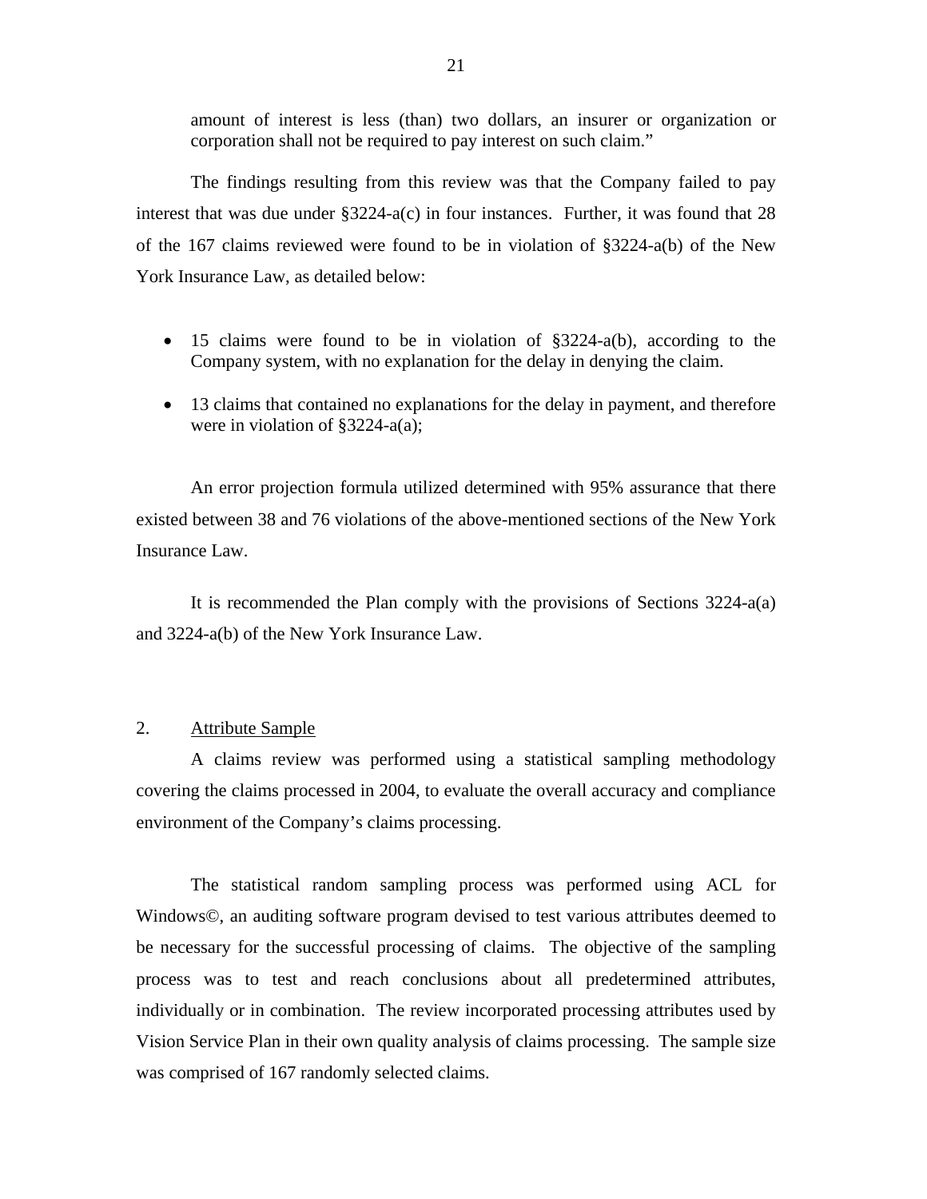amount of interest is less (than) two dollars, an insurer or organization or corporation shall not be required to pay interest on such claim."

The findings resulting from this review was that the Company failed to pay interest that was due under §3224-a(c) in four instances. Further, it was found that 28 of the 167 claims reviewed were found to be in violation of §3224-a(b) of the New York Insurance Law, as detailed below:

- 15 claims were found to be in violation of §3224-a(b), according to the Company system, with no explanation for the delay in denying the claim.
- 13 claims that contained no explanations for the delay in payment, and therefore were in violation of §3224-a(a);

An error projection formula utilized determined with 95% assurance that there existed between 38 and 76 violations of the above-mentioned sections of the New York Insurance Law.

It is recommended the Plan comply with the provisions of Sections 3224-a(a) and 3224-a(b) of the New York Insurance Law.

## 2. Attribute Sample

A claims review was performed using a statistical sampling methodology covering the claims processed in 2004, to evaluate the overall accuracy and compliance environment of the Company's claims processing.

The statistical random sampling process was performed using ACL for Windows©, an auditing software program devised to test various attributes deemed to be necessary for the successful processing of claims. The objective of the sampling process was to test and reach conclusions about all predetermined attributes, individually or in combination. The review incorporated processing attributes used by Vision Service Plan in their own quality analysis of claims processing. The sample size was comprised of 167 randomly selected claims.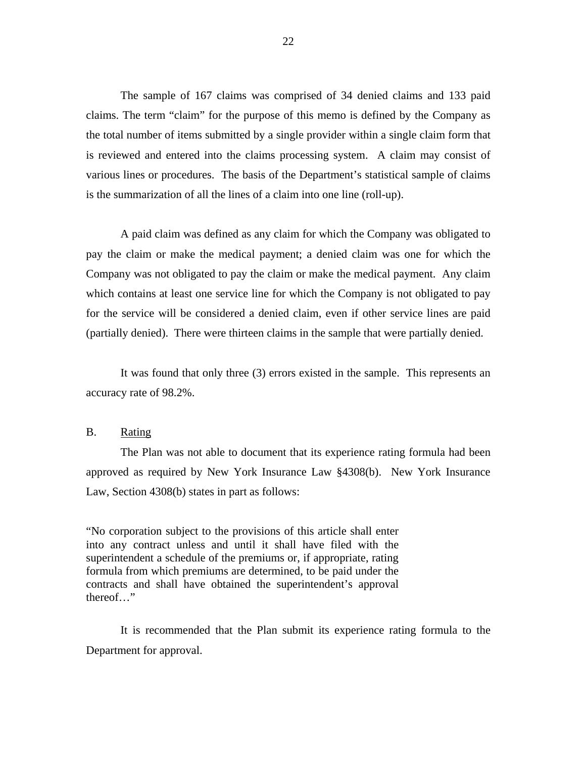The sample of 167 claims was comprised of 34 denied claims and 133 paid claims. The term "claim" for the purpose of this memo is defined by the Company as the total number of items submitted by a single provider within a single claim form that is reviewed and entered into the claims processing system. A claim may consist of various lines or procedures. The basis of the Department's statistical sample of claims is the summarization of all the lines of a claim into one line (roll-up).

A paid claim was defined as any claim for which the Company was obligated to pay the claim or make the medical payment; a denied claim was one for which the Company was not obligated to pay the claim or make the medical payment. Any claim which contains at least one service line for which the Company is not obligated to pay for the service will be considered a denied claim, even if other service lines are paid (partially denied). There were thirteen claims in the sample that were partially denied.

It was found that only three (3) errors existed in the sample. This represents an accuracy rate of 98.2%.

## B. Rating

The Plan was not able to document that its experience rating formula had been approved as required by New York Insurance Law §4308(b). New York Insurance Law, Section 4308(b) states in part as follows:

> "No corporation subject to the provisions of this article shall enter into any contract unless and until it shall have filed with the superintendent a schedule of the premiums or, if appropriate, rating formula from which premiums are determined, to be paid under the contracts and shall have obtained the superintendent's approval thereof…"

It is recommended that the Plan submit its experience rating formula to the Department for approval.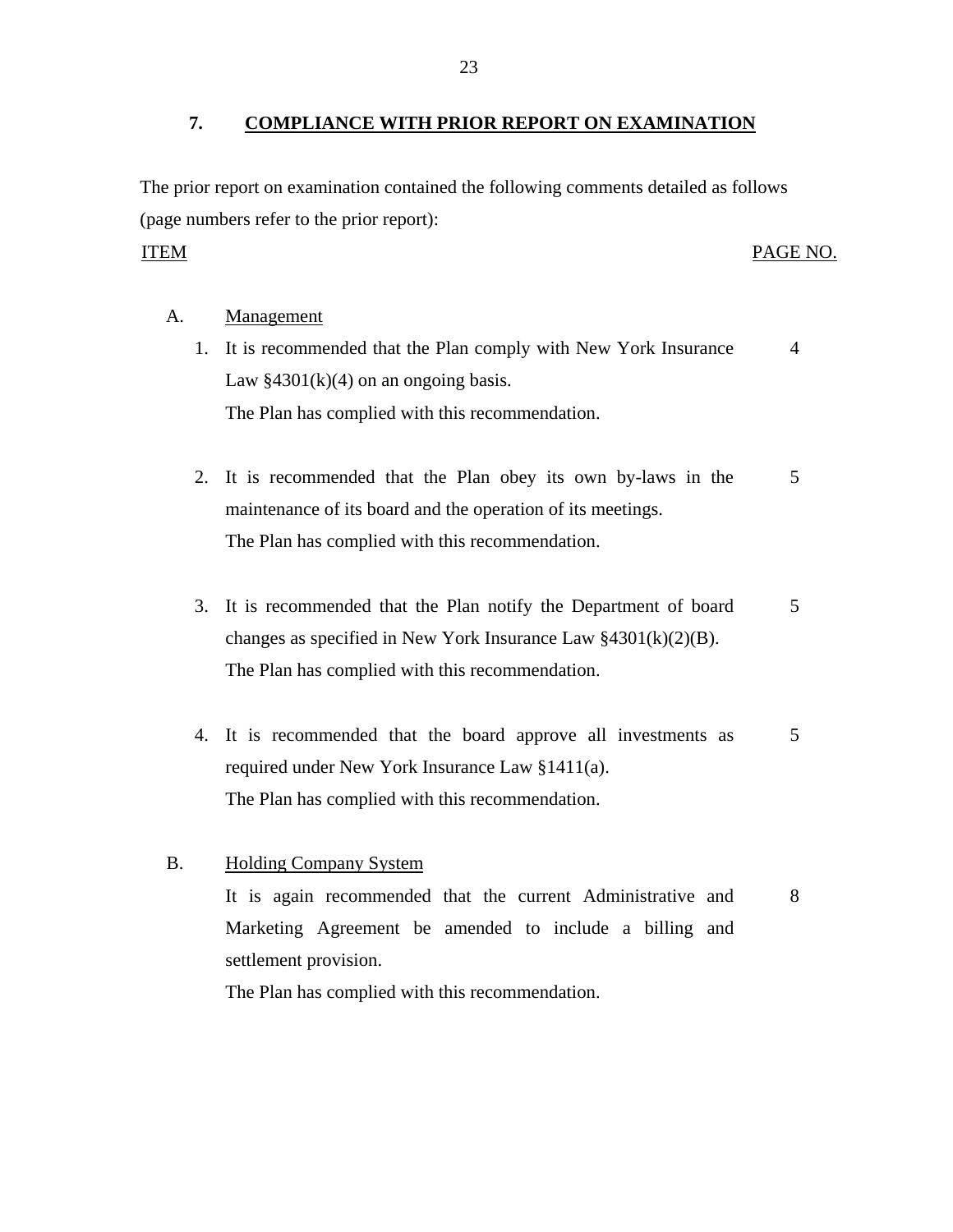## 7. COMPLIANCE WITH PRIOR REPORT ON EXAMINATION

The prior report on examination contained the following comments detailed as follows (page numbers refer to the prior report):

| ITEM | | PAGE NO. |
|---|---|---|
| A. | Management | |
| 1. | It is recommended that the Plan comply with New York Insurance Law §4301(k)(4) on an ongoing basis. The Plan has complied with this recommendation. | 4 |
| 2. | It is recommended that the Plan obey its own by-laws in the maintenance of its board and the operation of its meetings. The Plan has complied with this recommendation. | 5 |
| 3. | It is recommended that the Plan notify the Department of board changes as specified in New York Insurance Law §4301(k)(2)(B). The Plan has complied with this recommendation. | 5 |
| 4. | It is recommended that the board approve all investments as required under New York Insurance Law §1411(a). The Plan has complied with this recommendation. | 5 |
| B. | Holding Company System | |
| | It is again recommended that the current Administrative and Marketing Agreement be amended to include a billing and settlement provision. The Plan has complied with this recommendation. | 8 |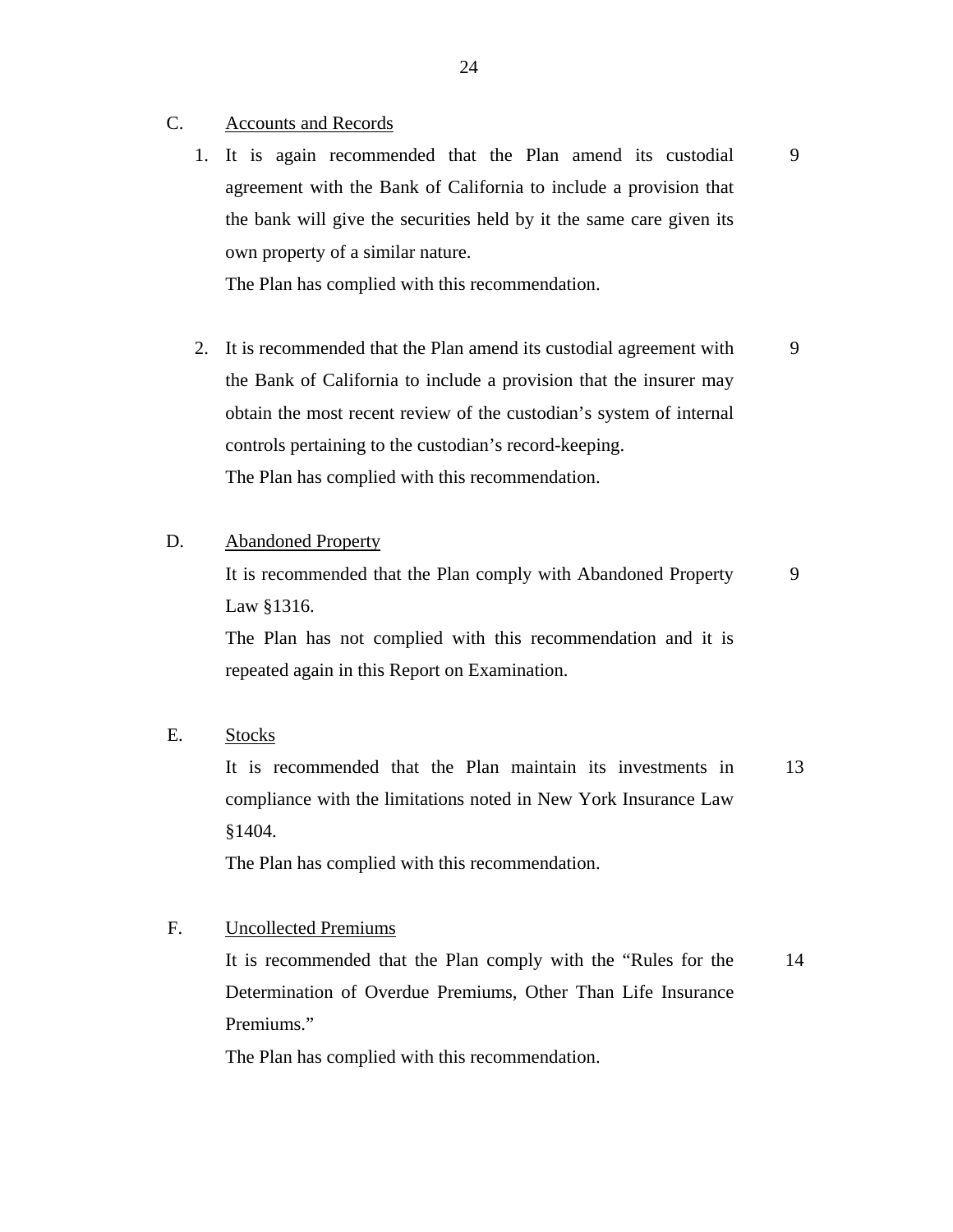C. Accounts and Records

1. It is again recommended that the Plan amend its custodial agreement with the Bank of California to include a provision that the bank will give the securities held by it the same care given its own property of a similar nature. 9

   The Plan has complied with this recommendation.

2. It is recommended that the Plan amend its custodial agreement with the Bank of California to include a provision that the insurer may obtain the most recent review of the custodian's system of internal controls pertaining to the custodian's record-keeping. 9

   The Plan has complied with this recommendation.

D. Abandoned Property

It is recommended that the Plan comply with Abandoned Property Law §1316. 9

The Plan has not complied with this recommendation and it is repeated again in this Report on Examination.

E. Stocks

It is recommended that the Plan maintain its investments in compliance with the limitations noted in New York Insurance Law §1404. 13

The Plan has complied with this recommendation.

F. Uncollected Premiums

It is recommended that the Plan comply with the "Rules for the Determination of Overdue Premiums, Other Than Life Insurance Premiums." 14

The Plan has complied with this recommendation.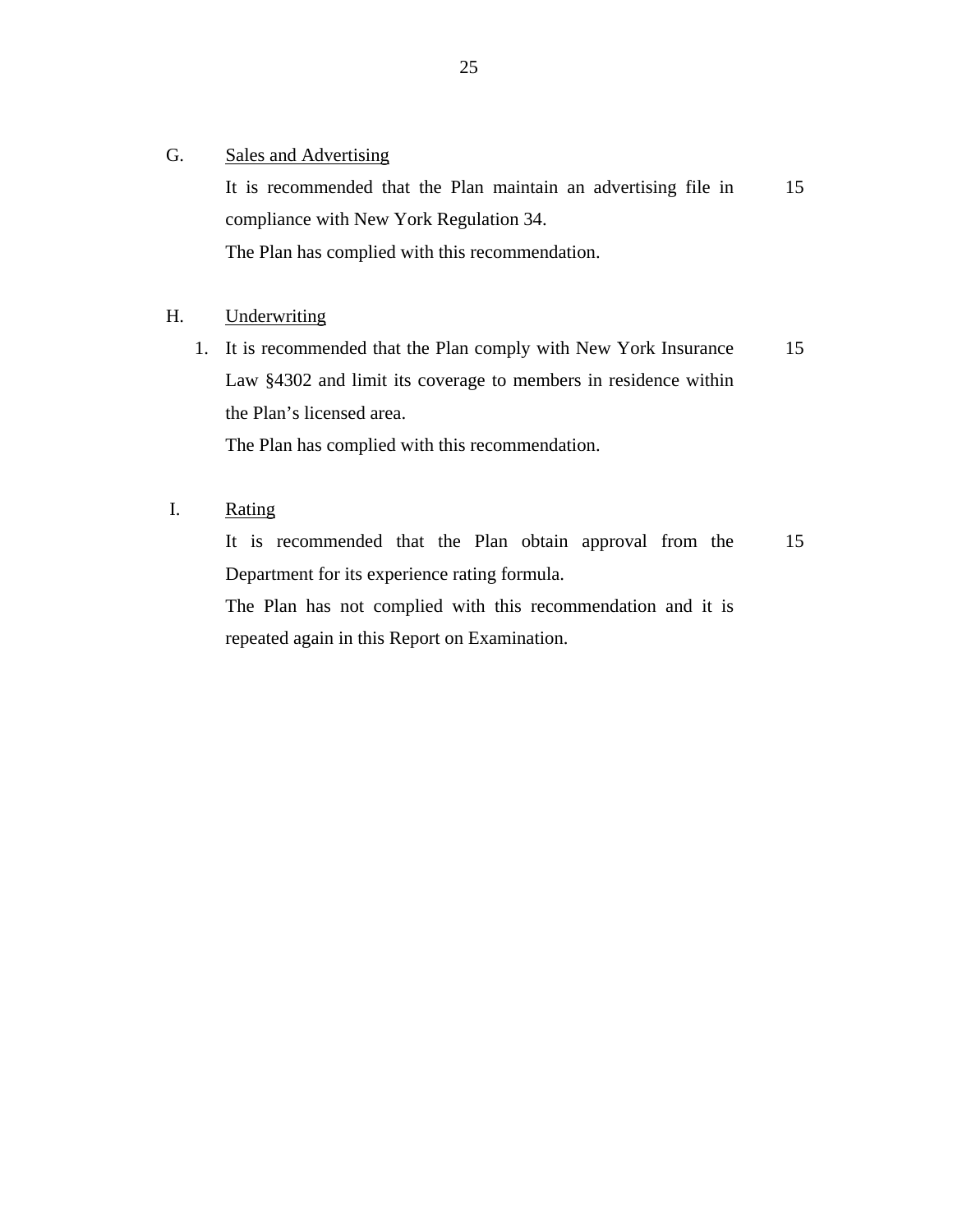G. <u>Sales and Advertising</u>

It is recommended that the Plan maintain an advertising file in compliance with New York Regulation 34. — 15

The Plan has complied with this recommendation.

H. <u>Underwriting</u>

1. It is recommended that the Plan comply with New York Insurance Law §4302 and limit its coverage to members in residence within the Plan's licensed area. — 15

   The Plan has complied with this recommendation.

I. <u>Rating</u>

It is recommended that the Plan obtain approval from the Department for its experience rating formula. — 15

The Plan has not complied with this recommendation and it is repeated again in this Report on Examination.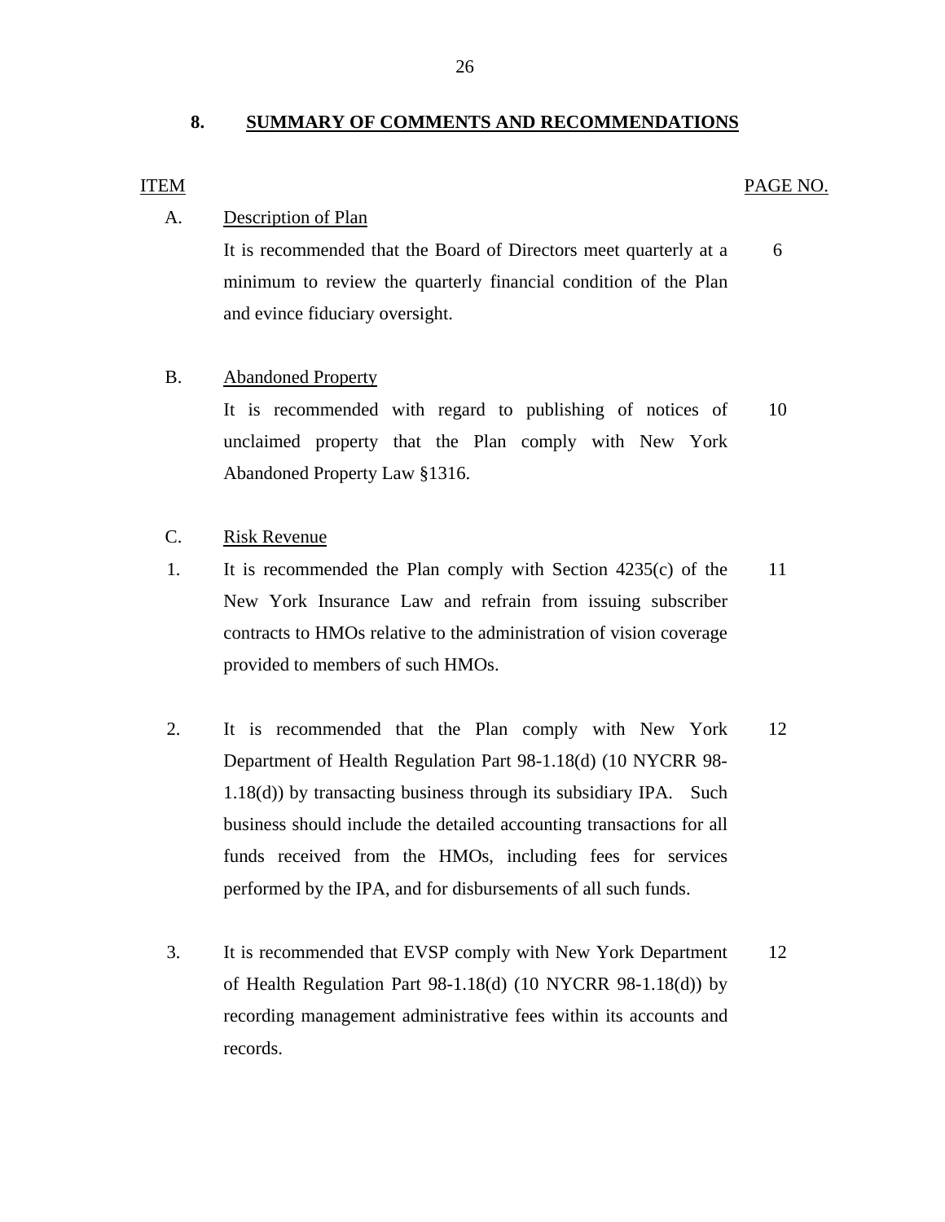## 8. SUMMARY OF COMMENTS AND RECOMMENDATIONS

| ITEM | | PAGE NO. |
|---|---|---|
| A. | **Description of Plan** | |
| | It is recommended that the Board of Directors meet quarterly at a minimum to review the quarterly financial condition of the Plan and evince fiduciary oversight. | 6 |
| B. | **Abandoned Property** | |
| | It is recommended with regard to publishing of notices of unclaimed property that the Plan comply with New York Abandoned Property Law §1316. | 10 |
| C. | **Risk Revenue** | |
| 1. | It is recommended the Plan comply with Section 4235(c) of the New York Insurance Law and refrain from issuing subscriber contracts to HMOs relative to the administration of vision coverage provided to members of such HMOs. | 11 |
| 2. | It is recommended that the Plan comply with New York Department of Health Regulation Part 98-1.18(d) (10 NYCRR 98-1.18(d)) by transacting business through its subsidiary IPA. Such business should include the detailed accounting transactions for all funds received from the HMOs, including fees for services performed by the IPA, and for disbursements of all such funds. | 12 |
| 3. | It is recommended that EVSP comply with New York Department of Health Regulation Part 98-1.18(d) (10 NYCRR 98-1.18(d)) by recording management administrative fees within its accounts and records. | 12 |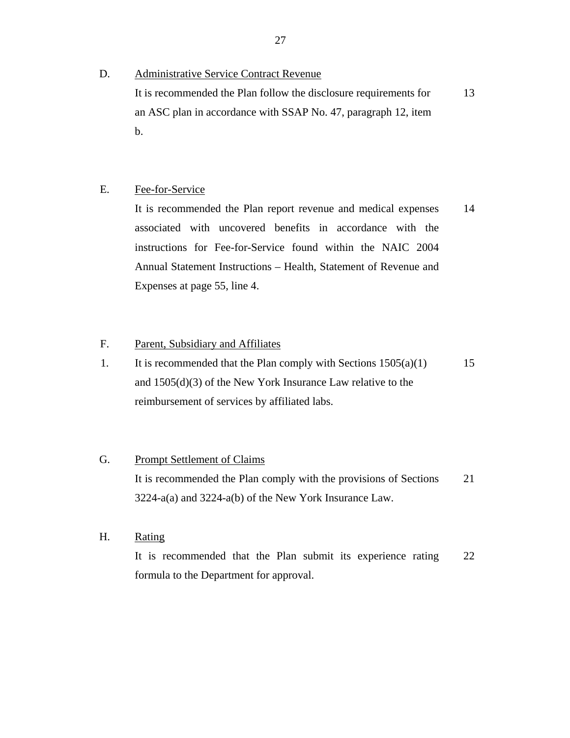D. Administrative Service Contract Revenue

It is recommended the Plan follow the disclosure requirements for an ASC plan in accordance with SSAP No. 47, paragraph 12, item b. — 13

E. Fee-for-Service

It is recommended the Plan report revenue and medical expenses associated with uncovered benefits in accordance with the instructions for Fee-for-Service found within the NAIC 2004 Annual Statement Instructions – Health, Statement of Revenue and Expenses at page 55, line 4. — 14

F. Parent, Subsidiary and Affiliates

1. It is recommended that the Plan comply with Sections 1505(a)(1) and 1505(d)(3) of the New York Insurance Law relative to the reimbursement of services by affiliated labs. — 15

G. Prompt Settlement of Claims

It is recommended the Plan comply with the provisions of Sections 3224-a(a) and 3224-a(b) of the New York Insurance Law. — 21

H. Rating

It is recommended that the Plan submit its experience rating formula to the Department for approval. — 22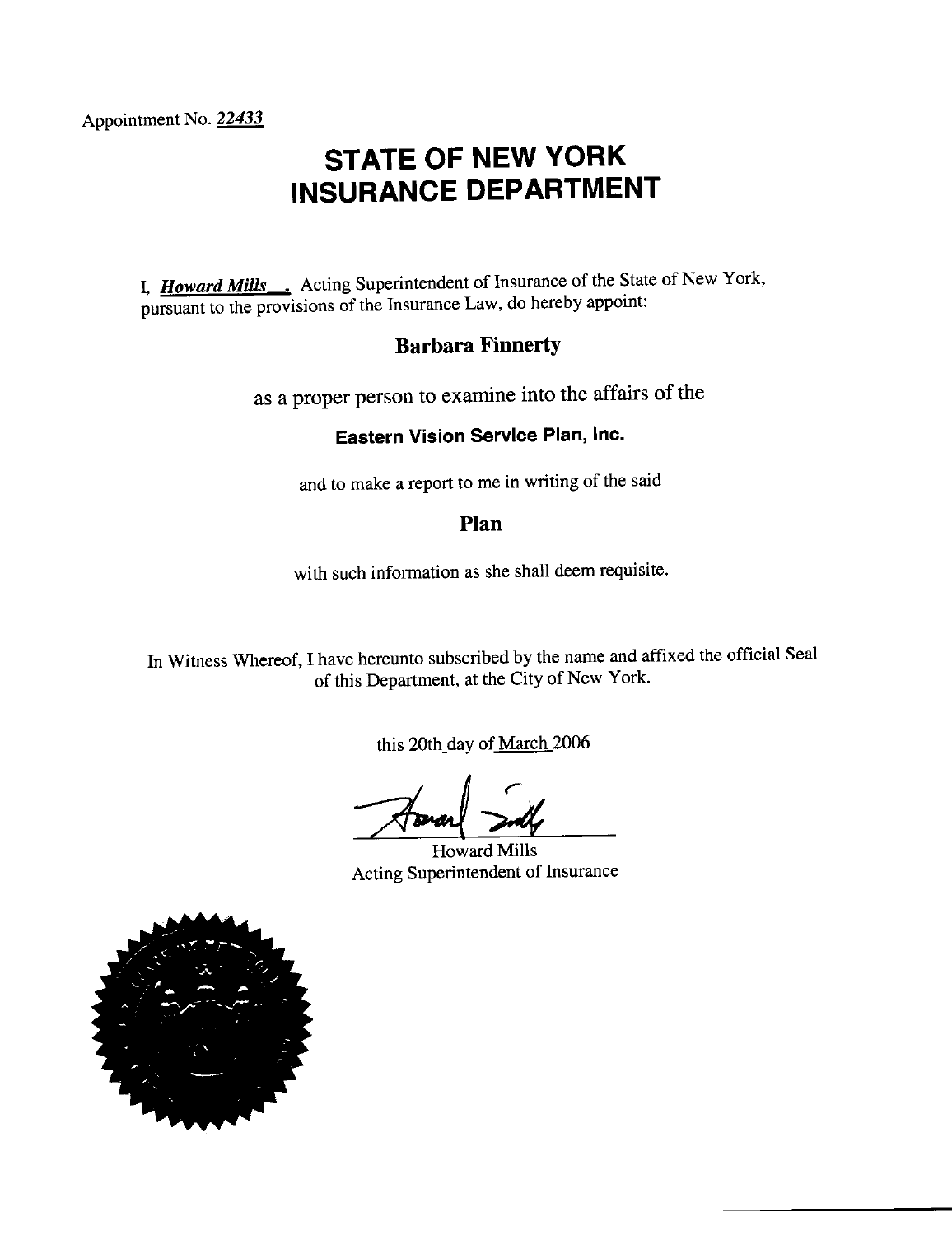Appointment No. 22433

# STATE OF NEW YORK
# INSURANCE DEPARTMENT

I, *Howard Mills* , Acting Superintendent of Insurance of the State of New York, pursuant to the provisions of the Insurance Law, do hereby appoint:

**Barbara Finnerty**

as a proper person to examine into the affairs of the

**Eastern Vision Service Plan, Inc.**

and to make a report to me in writing of the said

**Plan**

with such information as she shall deem requisite.

In Witness Whereof, I have hereunto subscribed by the name and affixed the official Seal of this Department, at the City of New York.

this 20th day of March 2006

Howard Mills
Acting Superintendent of Insurance